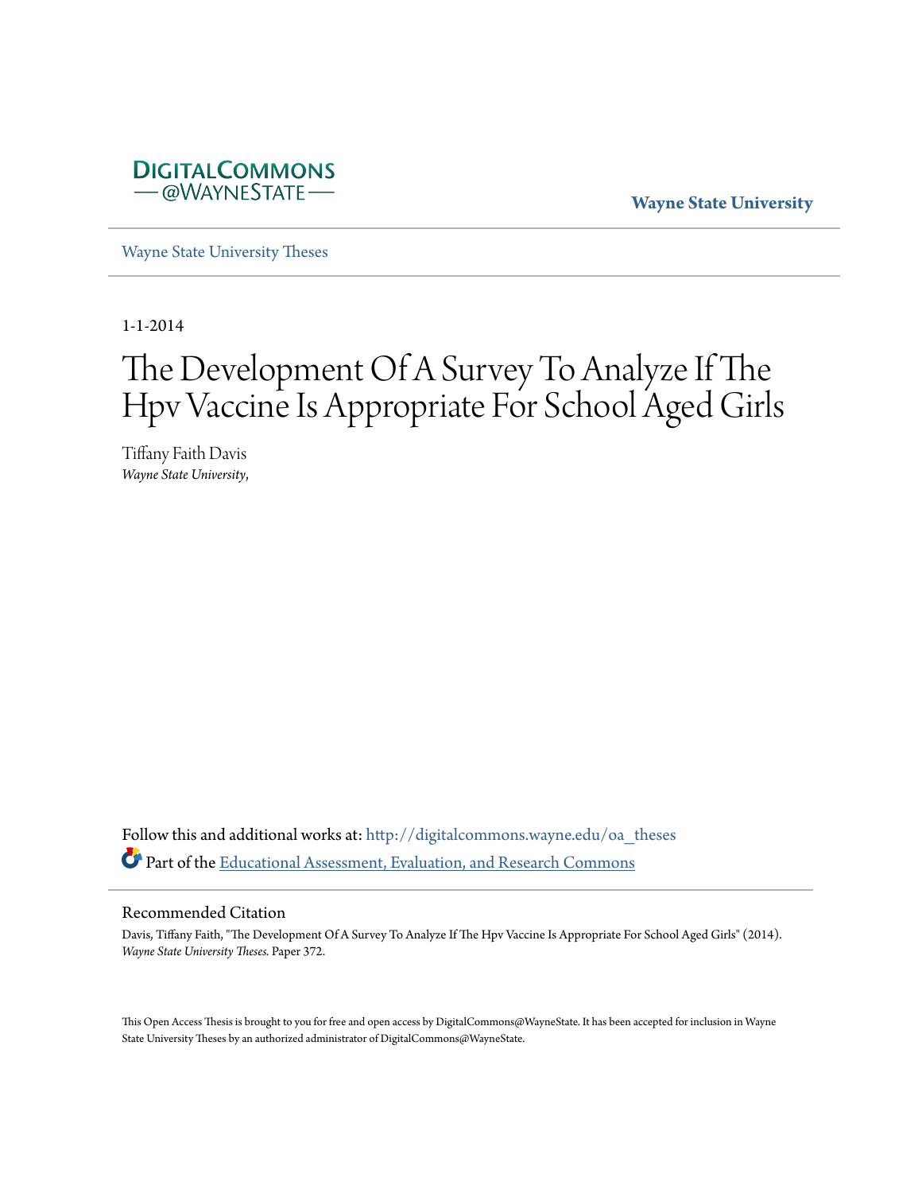DIGITALCOMMONS
— @WAYNESTATE —

**Wayne State University**

Wayne State University Theses

1-1-2014

# The Development Of A Survey To Analyze If The Hpv Vaccine Is Appropriate For School Aged Girls

Tiffany Faith Davis
*Wayne State University,*

Follow this and additional works at: http://digitalcommons.wayne.edu/oa_theses

Part of the Educational Assessment, Evaluation, and Research Commons

## Recommended Citation

Davis, Tiffany Faith, "The Development Of A Survey To Analyze If The Hpv Vaccine Is Appropriate For School Aged Girls" (2014). *Wayne State University Theses.* Paper 372.

This Open Access Thesis is brought to you for free and open access by DigitalCommons@WayneState. It has been accepted for inclusion in Wayne State University Theses by an authorized administrator of DigitalCommons@WayneState.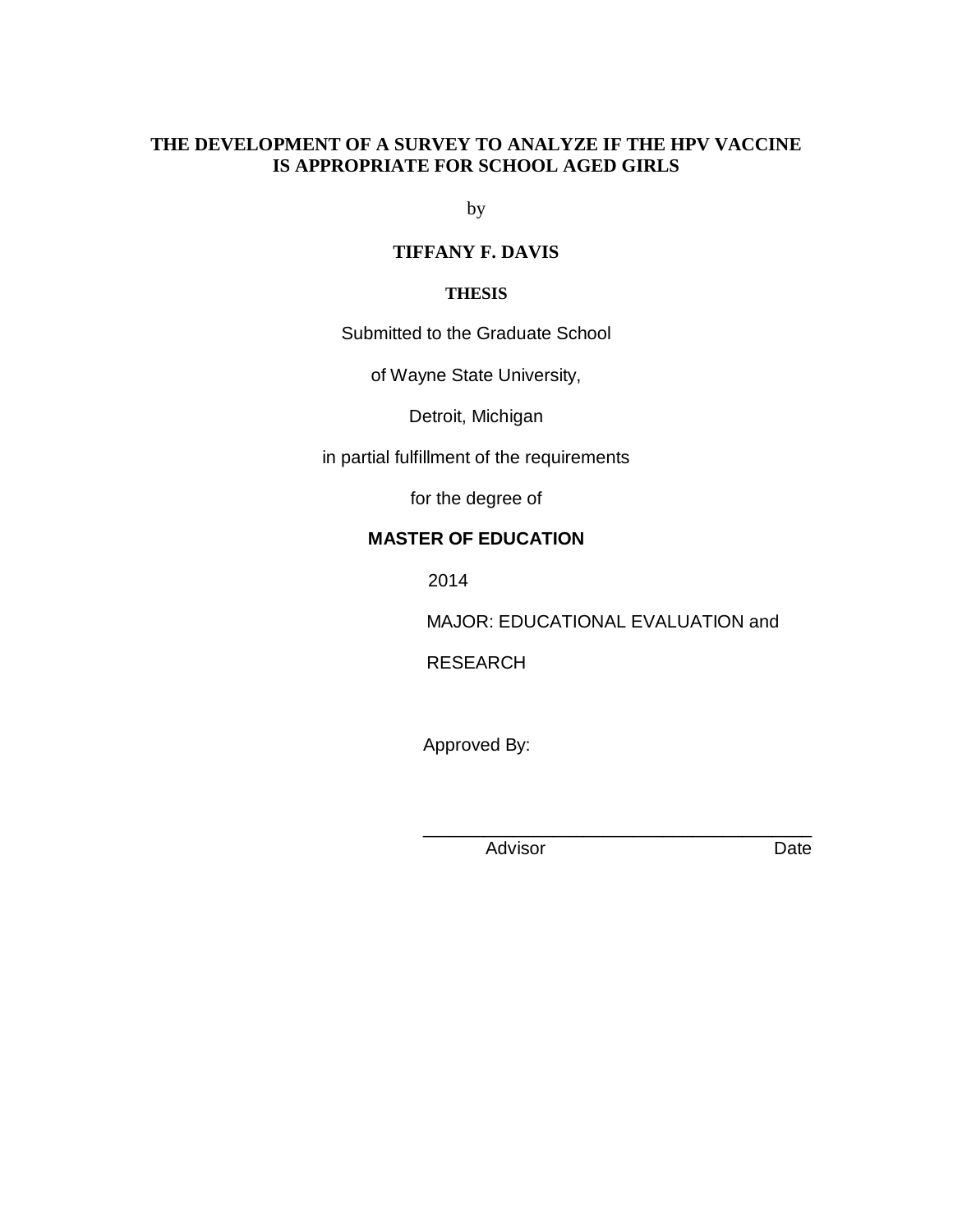# THE DEVELOPMENT OF A SURVEY TO ANALYZE IF THE HPV VACCINE IS APPROPRIATE FOR SCHOOL AGED GIRLS

by

**TIFFANY F. DAVIS**

**THESIS**

Submitted to the Graduate School

of Wayne State University,

Detroit, Michigan

in partial fulfillment of the requirements

for the degree of

**MASTER OF EDUCATION**

2014

MAJOR: EDUCATIONAL EVALUATION and RESEARCH

Approved By:

_______________________________________

Advisor Date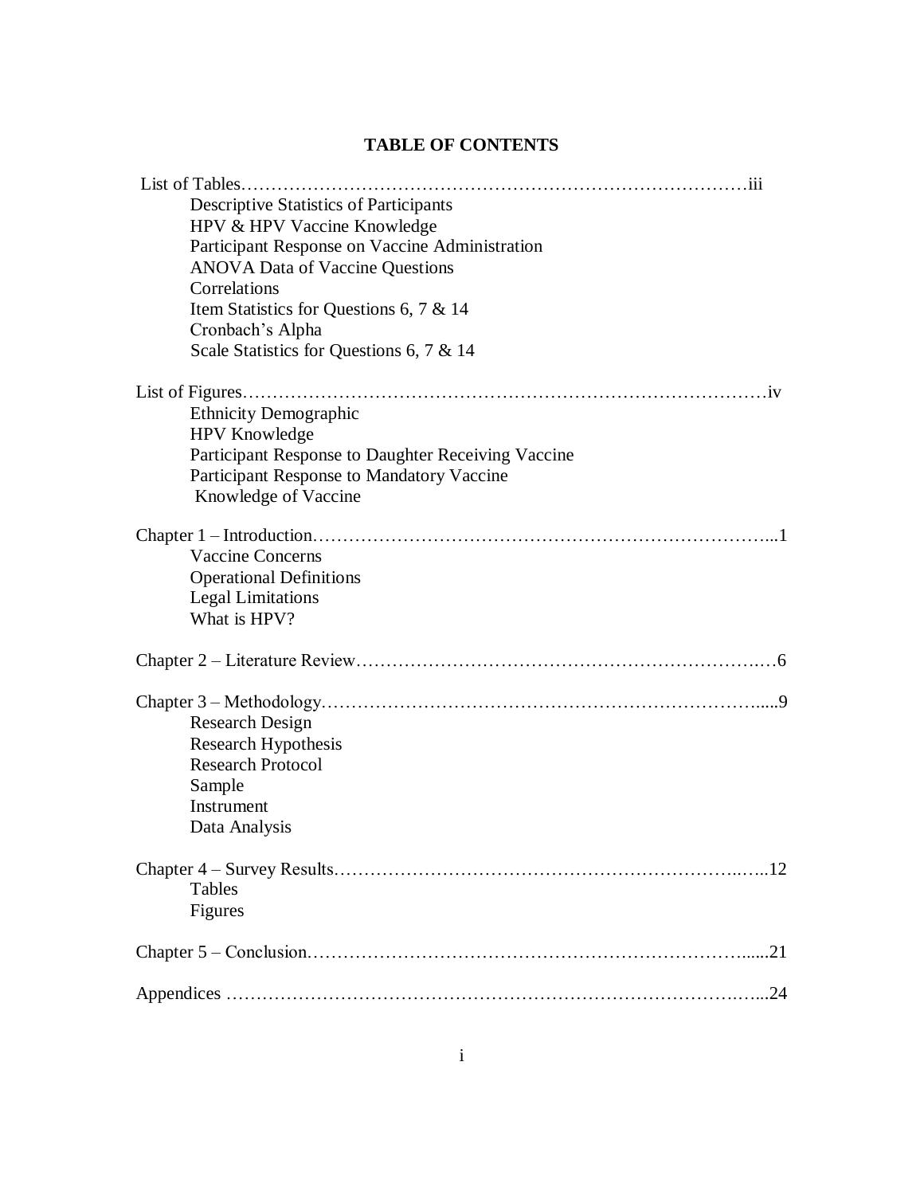# TABLE OF CONTENTS

List of Tables……………………………………………………………………………iii

- Descriptive Statistics of Participants
- HPV & HPV Vaccine Knowledge
- Participant Response on Vaccine Administration
- ANOVA Data of Vaccine Questions
- Correlations
- Item Statistics for Questions 6, 7 & 14
- Cronbach's Alpha
- Scale Statistics for Questions 6, 7 & 14

List of Figures……………………………………………………………………………iv

- Ethnicity Demographic
- HPV Knowledge
- Participant Response to Daughter Receiving Vaccine
- Participant Response to Mandatory Vaccine
- Knowledge of Vaccine

Chapter 1 – Introduction………………………………………………………………...1

- Vaccine Concerns
- Operational Definitions
- Legal Limitations
- What is HPV?

Chapter 2 – Literature Review…………………………………………………………….6

Chapter 3 – Methodology……………………………………………………………......9

- Research Design
- Research Hypothesis
- Research Protocol
- Sample
- Instrument
- Data Analysis

Chapter 4 – Survey Results…………………………………………………………..…..12

- Tables
- Figures

Chapter 5 – Conclusion…………………………………………………………….......21

Appendices ………………………………………………………………………….…...24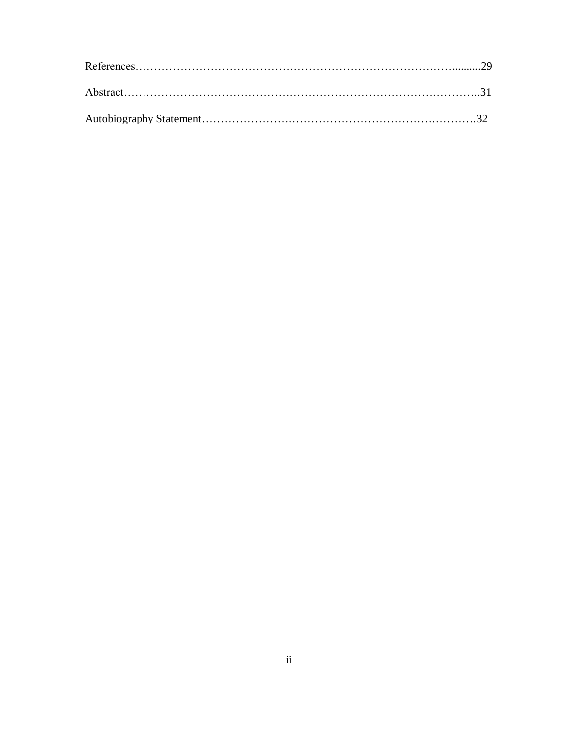References……………………………………………………………………………..........29

Abstract………………………………………….……………………………………..31

Autobiography Statement……………………………………………………………….32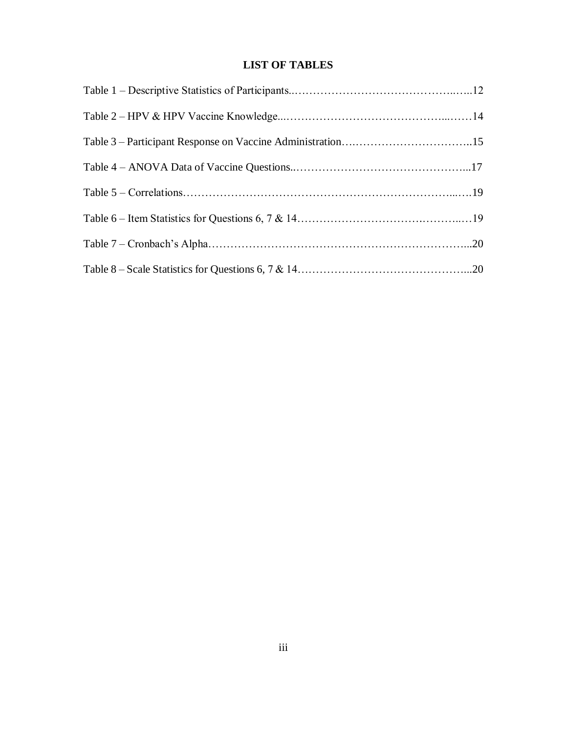# LIST OF TABLES

Table 1 – Descriptive Statistics of Participants..........................................................12

Table 2 – HPV & HPV Vaccine Knowledge..................................................................14

Table 3 – Participant Response on Vaccine Administration...........................................15

Table 4 – ANOVA Data of Vaccine Questions...............................................................17

Table 5 – Correlations....................................................................................................19

Table 6 – Item Statistics for Questions 6, 7 & 14..........................................................19

Table 7 – Cronbach's Alpha...........................................................................................20

Table 8 – Scale Statistics for Questions 6, 7 & 14.........................................................20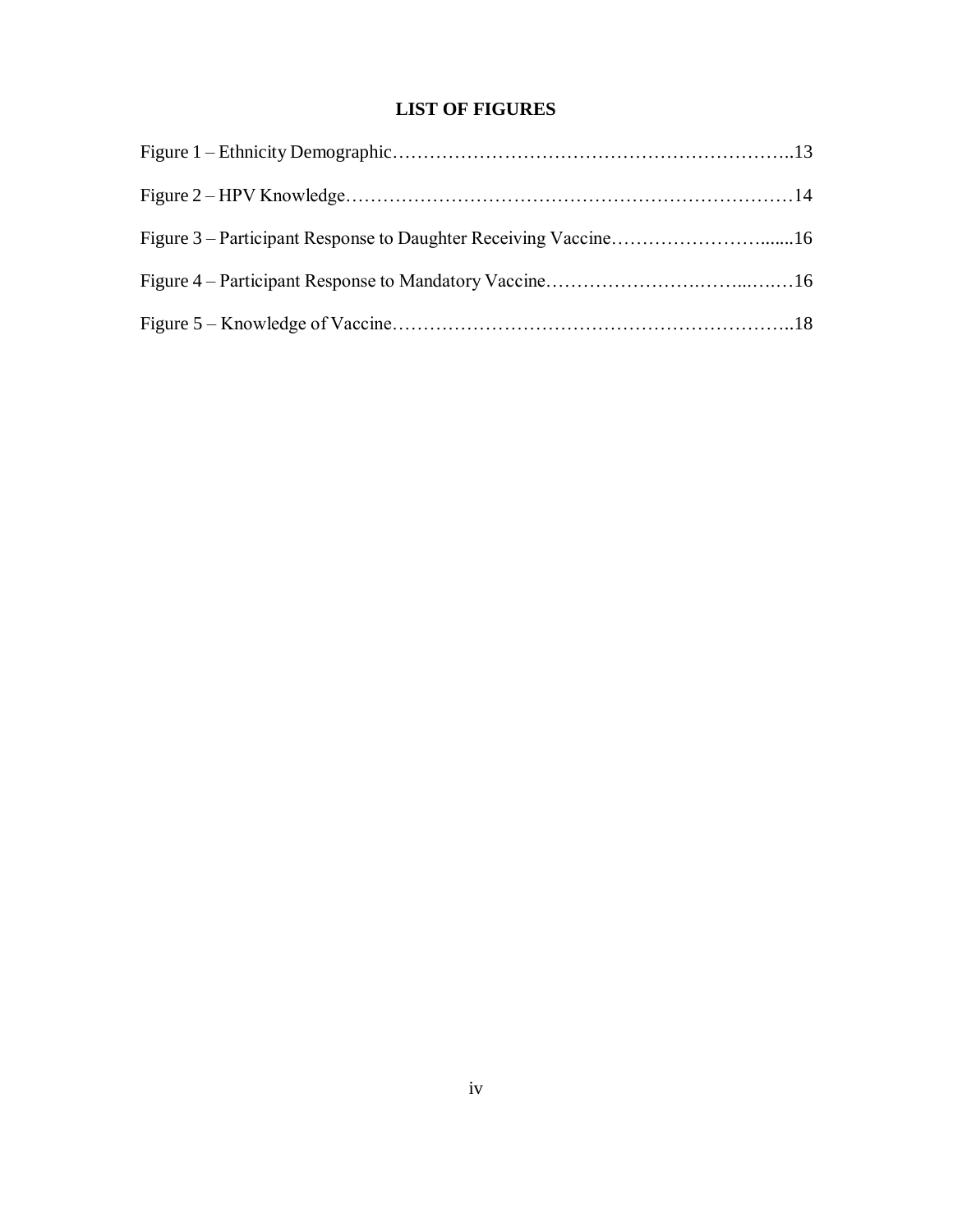## LIST OF FIGURES

Figure 1 – Ethnicity Demographic……………………………………………………………..13

Figure 2 – HPV Knowledge………………………………………………………………14

Figure 3 – Participant Response to Daughter Receiving Vaccine……………………........16

Figure 4 – Participant Response to Mandatory Vaccine……………………..……...….…16

Figure 5 – Knowledge of Vaccine………………………………………………………..18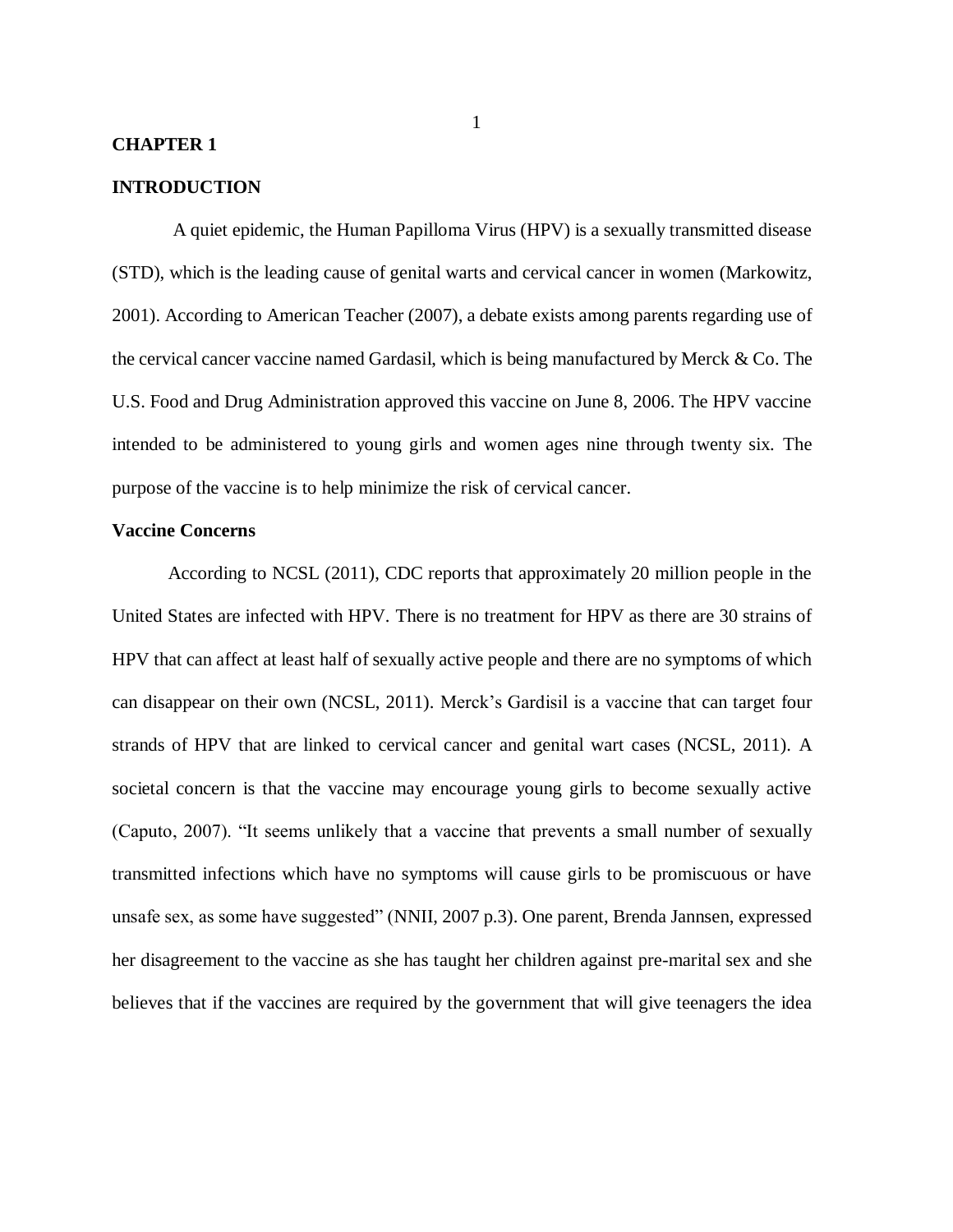# CHAPTER 1

## INTRODUCTION

A quiet epidemic, the Human Papilloma Virus (HPV) is a sexually transmitted disease (STD), which is the leading cause of genital warts and cervical cancer in women (Markowitz, 2001). According to American Teacher (2007), a debate exists among parents regarding use of the cervical cancer vaccine named Gardasil, which is being manufactured by Merck & Co. The U.S. Food and Drug Administration approved this vaccine on June 8, 2006. The HPV vaccine intended to be administered to young girls and women ages nine through twenty six. The purpose of the vaccine is to help minimize the risk of cervical cancer.

### Vaccine Concerns

According to NCSL (2011), CDC reports that approximately 20 million people in the United States are infected with HPV. There is no treatment for HPV as there are 30 strains of HPV that can affect at least half of sexually active people and there are no symptoms of which can disappear on their own (NCSL, 2011). Merck's Gardisil is a vaccine that can target four strands of HPV that are linked to cervical cancer and genital wart cases (NCSL, 2011). A societal concern is that the vaccine may encourage young girls to become sexually active (Caputo, 2007). "It seems unlikely that a vaccine that prevents a small number of sexually transmitted infections which have no symptoms will cause girls to be promiscuous or have unsafe sex, as some have suggested" (NNII, 2007 p.3). One parent, Brenda Jannsen, expressed her disagreement to the vaccine as she has taught her children against pre-marital sex and she believes that if the vaccines are required by the government that will give teenagers the idea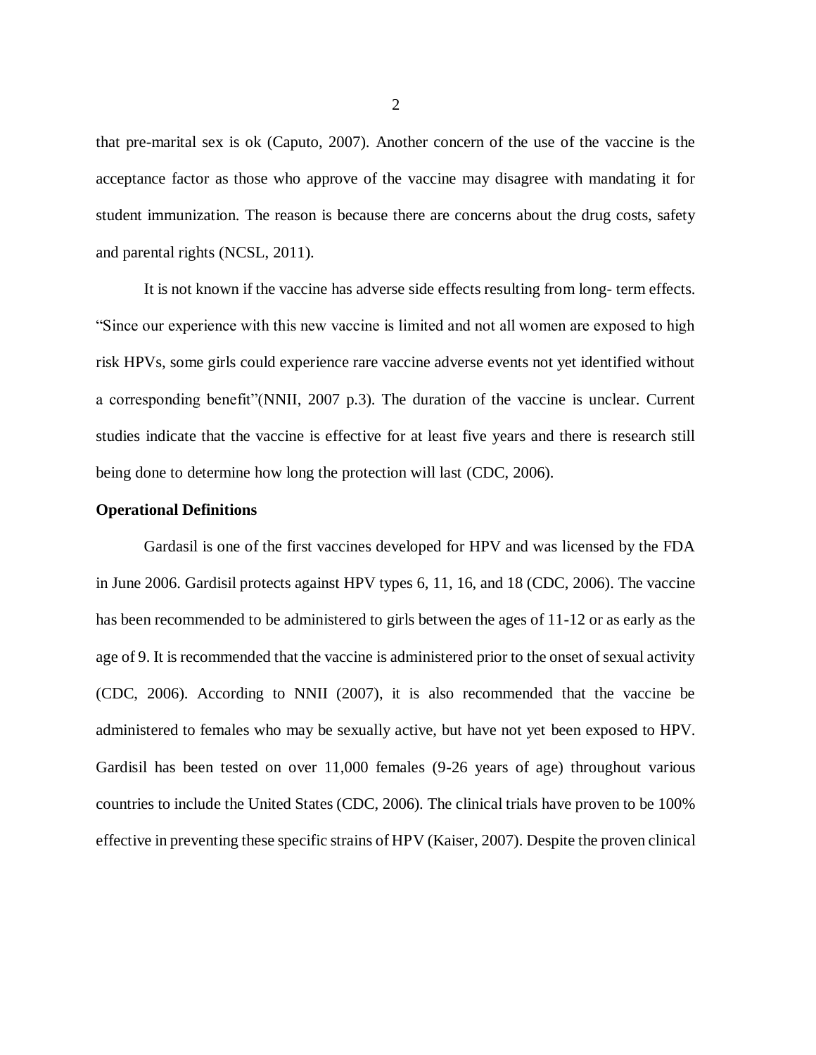that pre-marital sex is ok (Caputo, 2007). Another concern of the use of the vaccine is the acceptance factor as those who approve of the vaccine may disagree with mandating it for student immunization. The reason is because there are concerns about the drug costs, safety and parental rights (NCSL, 2011).

It is not known if the vaccine has adverse side effects resulting from long- term effects. "Since our experience with this new vaccine is limited and not all women are exposed to high risk HPVs, some girls could experience rare vaccine adverse events not yet identified without a corresponding benefit"(NNII, 2007 p.3). The duration of the vaccine is unclear. Current studies indicate that the vaccine is effective for at least five years and there is research still being done to determine how long the protection will last (CDC, 2006).

**Operational Definitions**

Gardasil is one of the first vaccines developed for HPV and was licensed by the FDA in June 2006. Gardisil protects against HPV types 6, 11, 16, and 18 (CDC, 2006). The vaccine has been recommended to be administered to girls between the ages of 11-12 or as early as the age of 9. It is recommended that the vaccine is administered prior to the onset of sexual activity (CDC, 2006). According to NNII (2007), it is also recommended that the vaccine be administered to females who may be sexually active, but have not yet been exposed to HPV. Gardisil has been tested on over 11,000 females (9-26 years of age) throughout various countries to include the United States (CDC, 2006). The clinical trials have proven to be 100% effective in preventing these specific strains of HPV (Kaiser, 2007). Despite the proven clinical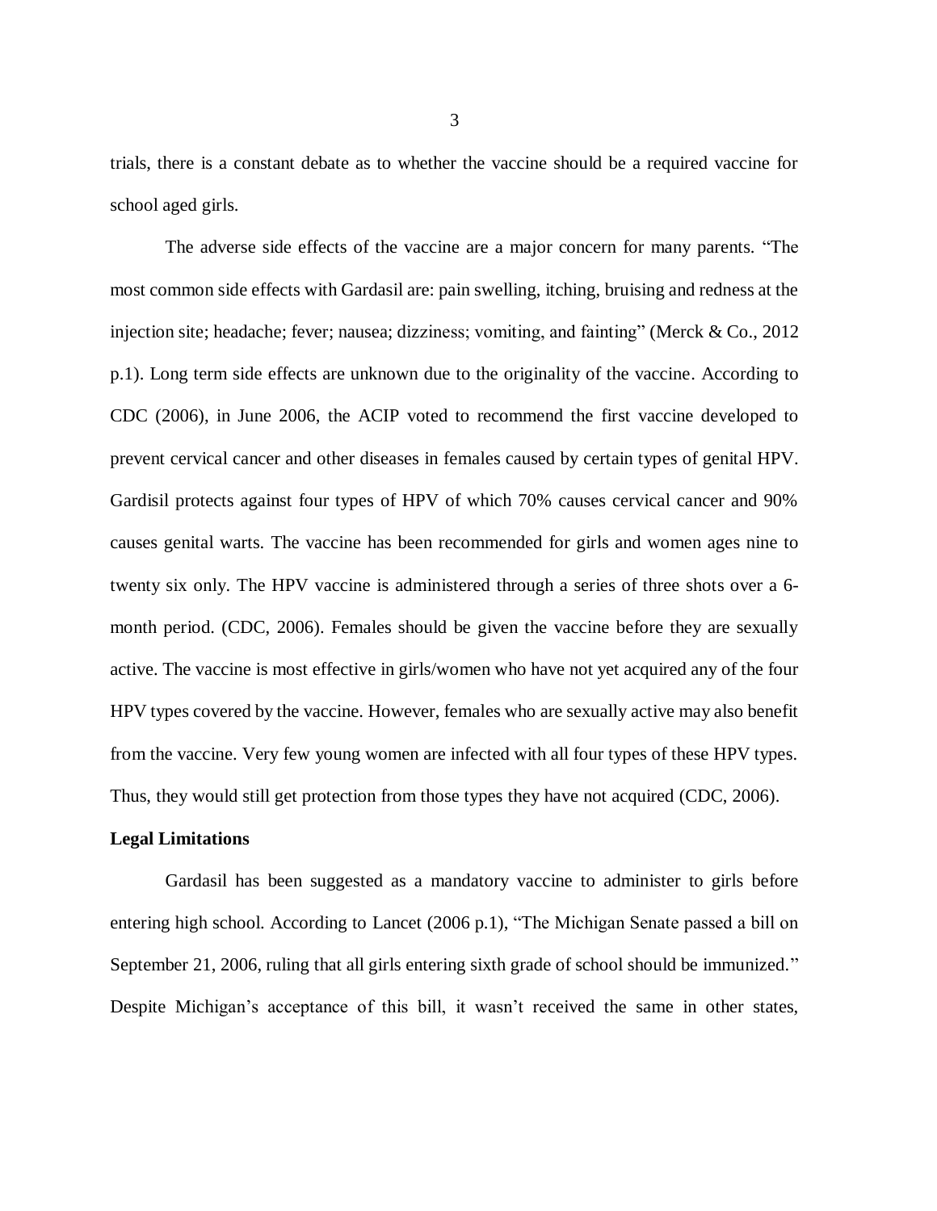trials, there is a constant debate as to whether the vaccine should be a required vaccine for school aged girls.

The adverse side effects of the vaccine are a major concern for many parents. "The most common side effects with Gardasil are: pain swelling, itching, bruising and redness at the injection site; headache; fever; nausea; dizziness; vomiting, and fainting" (Merck & Co., 2012 p.1). Long term side effects are unknown due to the originality of the vaccine. According to CDC (2006), in June 2006, the ACIP voted to recommend the first vaccine developed to prevent cervical cancer and other diseases in females caused by certain types of genital HPV. Gardisil protects against four types of HPV of which 70% causes cervical cancer and 90% causes genital warts. The vaccine has been recommended for girls and women ages nine to twenty six only. The HPV vaccine is administered through a series of three shots over a 6-month period. (CDC, 2006). Females should be given the vaccine before they are sexually active. The vaccine is most effective in girls/women who have not yet acquired any of the four HPV types covered by the vaccine. However, females who are sexually active may also benefit from the vaccine. Very few young women are infected with all four types of these HPV types. Thus, they would still get protection from those types they have not acquired (CDC, 2006).

**Legal Limitations**

Gardasil has been suggested as a mandatory vaccine to administer to girls before entering high school. According to Lancet (2006 p.1), "The Michigan Senate passed a bill on September 21, 2006, ruling that all girls entering sixth grade of school should be immunized." Despite Michigan's acceptance of this bill, it wasn't received the same in other states,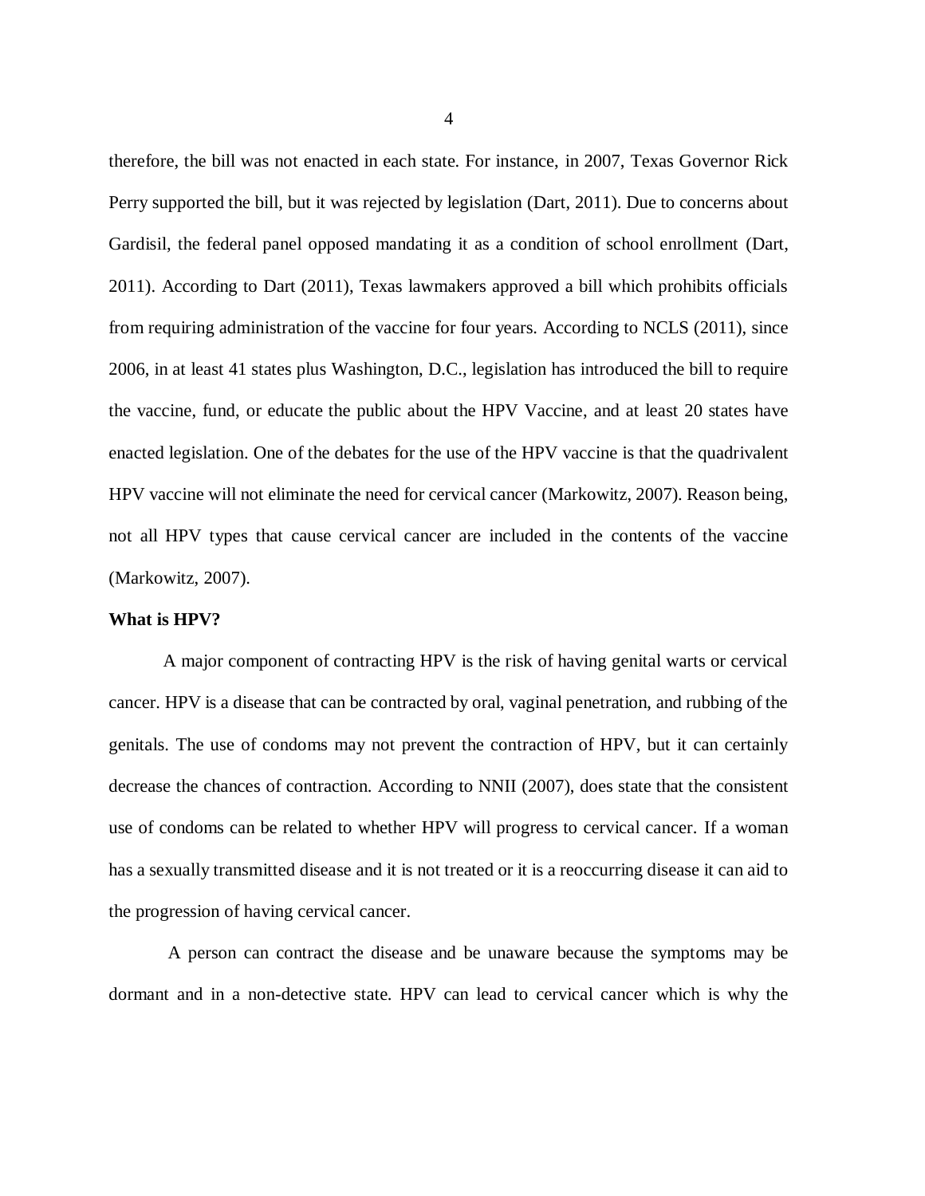therefore, the bill was not enacted in each state. For instance, in 2007, Texas Governor Rick Perry supported the bill, but it was rejected by legislation (Dart, 2011). Due to concerns about Gardisil, the federal panel opposed mandating it as a condition of school enrollment (Dart, 2011). According to Dart (2011), Texas lawmakers approved a bill which prohibits officials from requiring administration of the vaccine for four years. According to NCLS (2011), since 2006, in at least 41 states plus Washington, D.C., legislation has introduced the bill to require the vaccine, fund, or educate the public about the HPV Vaccine, and at least 20 states have enacted legislation. One of the debates for the use of the HPV vaccine is that the quadrivalent HPV vaccine will not eliminate the need for cervical cancer (Markowitz, 2007). Reason being, not all HPV types that cause cervical cancer are included in the contents of the vaccine (Markowitz, 2007).

**What is HPV?**

A major component of contracting HPV is the risk of having genital warts or cervical cancer. HPV is a disease that can be contracted by oral, vaginal penetration, and rubbing of the genitals. The use of condoms may not prevent the contraction of HPV, but it can certainly decrease the chances of contraction. According to NNII (2007), does state that the consistent use of condoms can be related to whether HPV will progress to cervical cancer. If a woman has a sexually transmitted disease and it is not treated or it is a reoccurring disease it can aid to the progression of having cervical cancer.

A person can contract the disease and be unaware because the symptoms may be dormant and in a non-detective state. HPV can lead to cervical cancer which is why the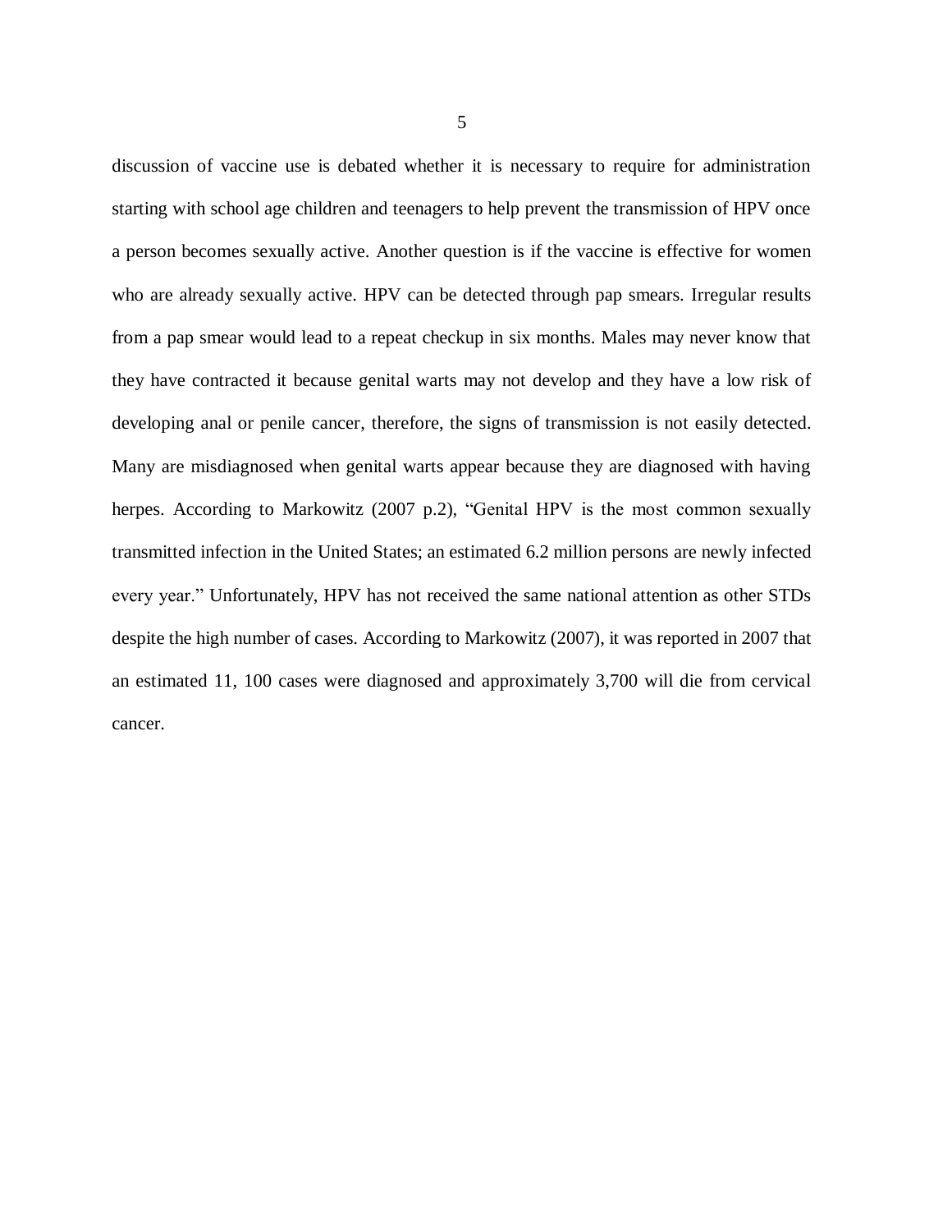discussion of vaccine use is debated whether it is necessary to require for administration starting with school age children and teenagers to help prevent the transmission of HPV once a person becomes sexually active. Another question is if the vaccine is effective for women who are already sexually active. HPV can be detected through pap smears. Irregular results from a pap smear would lead to a repeat checkup in six months. Males may never know that they have contracted it because genital warts may not develop and they have a low risk of developing anal or penile cancer, therefore, the signs of transmission is not easily detected. Many are misdiagnosed when genital warts appear because they are diagnosed with having herpes. According to Markowitz (2007 p.2), "Genital HPV is the most common sexually transmitted infection in the United States; an estimated 6.2 million persons are newly infected every year." Unfortunately, HPV has not received the same national attention as other STDs despite the high number of cases. According to Markowitz (2007), it was reported in 2007 that an estimated 11, 100 cases were diagnosed and approximately 3,700 will die from cervical cancer.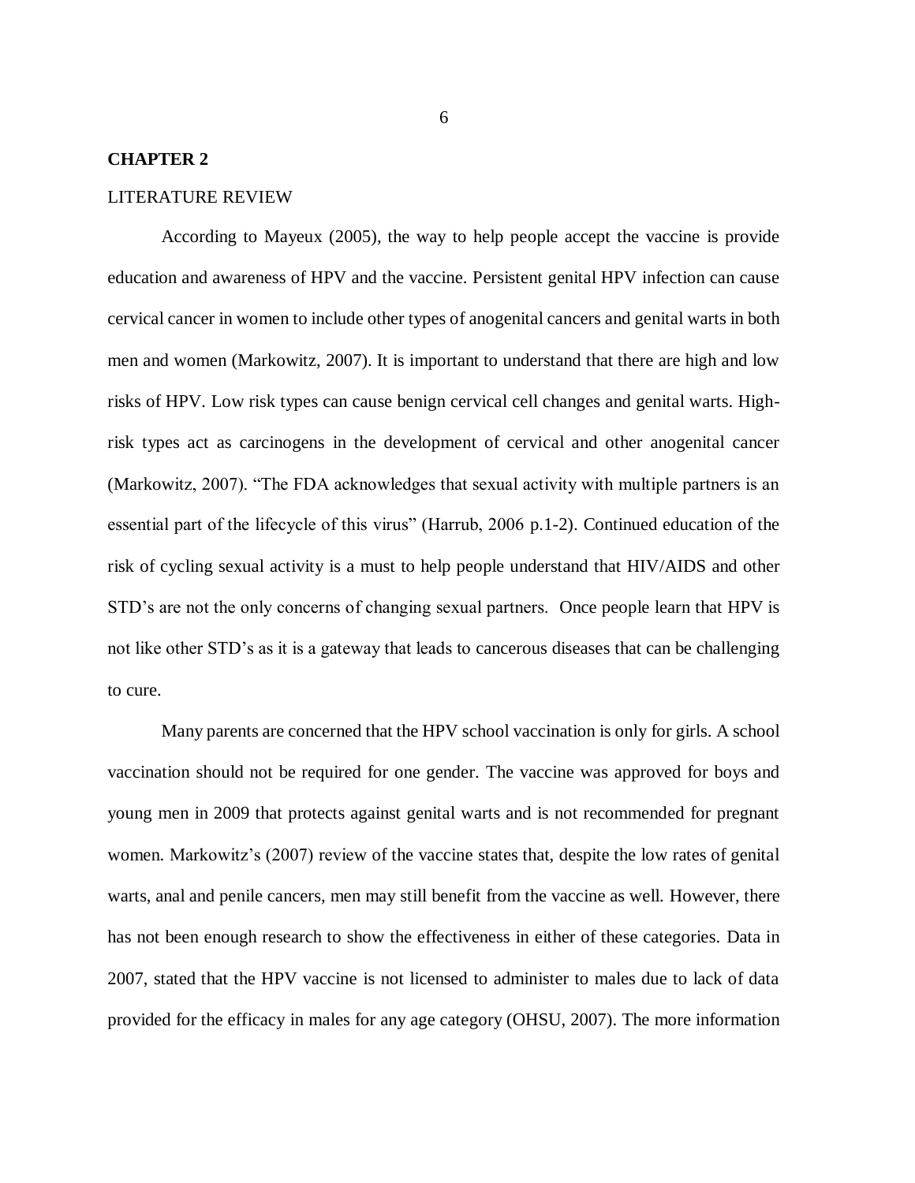## CHAPTER 2

LITERATURE REVIEW

According to Mayeux (2005), the way to help people accept the vaccine is provide education and awareness of HPV and the vaccine. Persistent genital HPV infection can cause cervical cancer in women to include other types of anogenital cancers and genital warts in both men and women (Markowitz, 2007). It is important to understand that there are high and low risks of HPV. Low risk types can cause benign cervical cell changes and genital warts. High-risk types act as carcinogens in the development of cervical and other anogenital cancer (Markowitz, 2007). "The FDA acknowledges that sexual activity with multiple partners is an essential part of the lifecycle of this virus" (Harrub, 2006 p.1-2). Continued education of the risk of cycling sexual activity is a must to help people understand that HIV/AIDS and other STD's are not the only concerns of changing sexual partners. Once people learn that HPV is not like other STD's as it is a gateway that leads to cancerous diseases that can be challenging to cure.

Many parents are concerned that the HPV school vaccination is only for girls. A school vaccination should not be required for one gender. The vaccine was approved for boys and young men in 2009 that protects against genital warts and is not recommended for pregnant women. Markowitz's (2007) review of the vaccine states that, despite the low rates of genital warts, anal and penile cancers, men may still benefit from the vaccine as well. However, there has not been enough research to show the effectiveness in either of these categories. Data in 2007, stated that the HPV vaccine is not licensed to administer to males due to lack of data provided for the efficacy in males for any age category (OHSU, 2007). The more information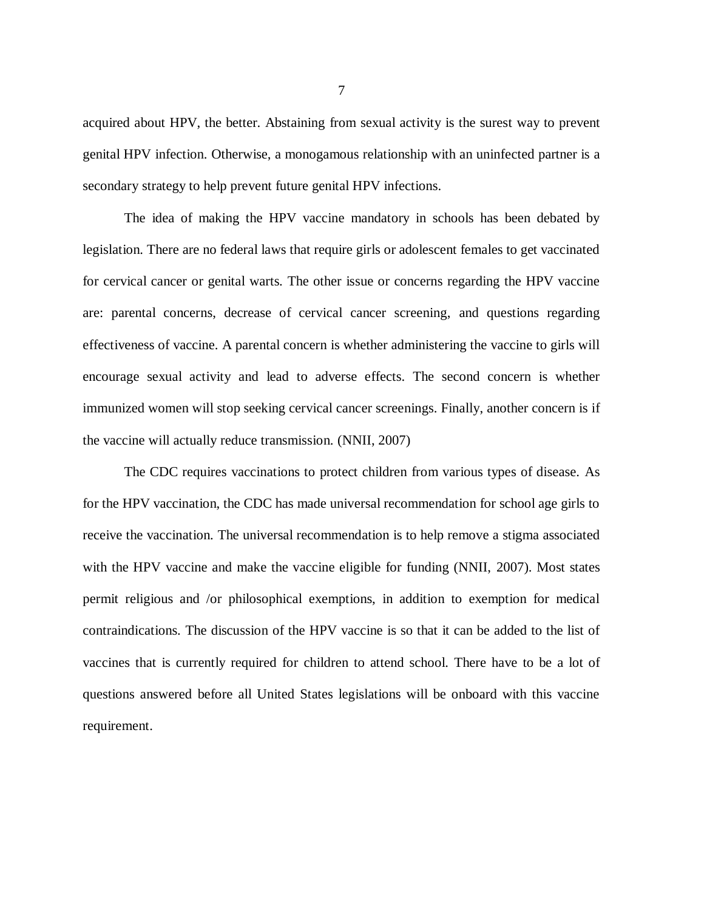acquired about HPV, the better. Abstaining from sexual activity is the surest way to prevent genital HPV infection. Otherwise, a monogamous relationship with an uninfected partner is a secondary strategy to help prevent future genital HPV infections.

The idea of making the HPV vaccine mandatory in schools has been debated by legislation. There are no federal laws that require girls or adolescent females to get vaccinated for cervical cancer or genital warts. The other issue or concerns regarding the HPV vaccine are: parental concerns, decrease of cervical cancer screening, and questions regarding effectiveness of vaccine. A parental concern is whether administering the vaccine to girls will encourage sexual activity and lead to adverse effects. The second concern is whether immunized women will stop seeking cervical cancer screenings. Finally, another concern is if the vaccine will actually reduce transmission. (NNII, 2007)

The CDC requires vaccinations to protect children from various types of disease. As for the HPV vaccination, the CDC has made universal recommendation for school age girls to receive the vaccination. The universal recommendation is to help remove a stigma associated with the HPV vaccine and make the vaccine eligible for funding (NNII, 2007). Most states permit religious and /or philosophical exemptions, in addition to exemption for medical contraindications. The discussion of the HPV vaccine is so that it can be added to the list of vaccines that is currently required for children to attend school. There have to be a lot of questions answered before all United States legislations will be onboard with this vaccine requirement.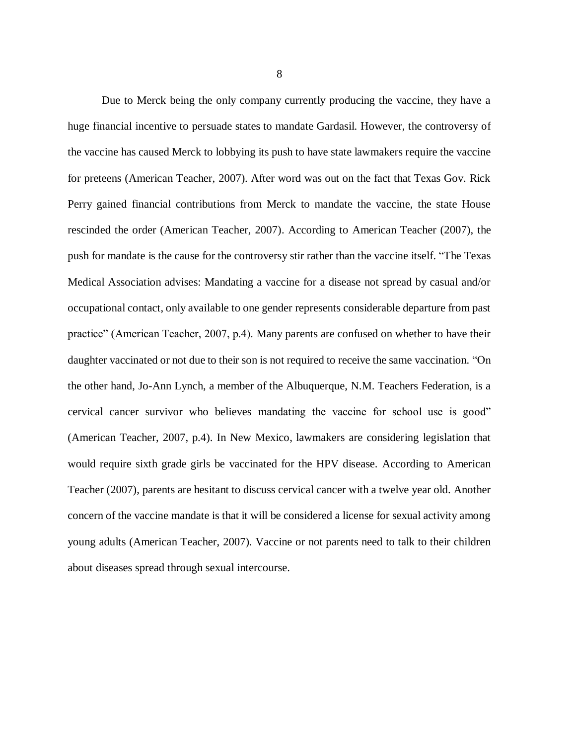Due to Merck being the only company currently producing the vaccine, they have a huge financial incentive to persuade states to mandate Gardasil. However, the controversy of the vaccine has caused Merck to lobbying its push to have state lawmakers require the vaccine for preteens (American Teacher, 2007). After word was out on the fact that Texas Gov. Rick Perry gained financial contributions from Merck to mandate the vaccine, the state House rescinded the order (American Teacher, 2007). According to American Teacher (2007), the push for mandate is the cause for the controversy stir rather than the vaccine itself. "The Texas Medical Association advises: Mandating a vaccine for a disease not spread by casual and/or occupational contact, only available to one gender represents considerable departure from past practice" (American Teacher, 2007, p.4). Many parents are confused on whether to have their daughter vaccinated or not due to their son is not required to receive the same vaccination. "On the other hand, Jo-Ann Lynch, a member of the Albuquerque, N.M. Teachers Federation, is a cervical cancer survivor who believes mandating the vaccine for school use is good" (American Teacher, 2007, p.4). In New Mexico, lawmakers are considering legislation that would require sixth grade girls be vaccinated for the HPV disease. According to American Teacher (2007), parents are hesitant to discuss cervical cancer with a twelve year old. Another concern of the vaccine mandate is that it will be considered a license for sexual activity among young adults (American Teacher, 2007). Vaccine or not parents need to talk to their children about diseases spread through sexual intercourse.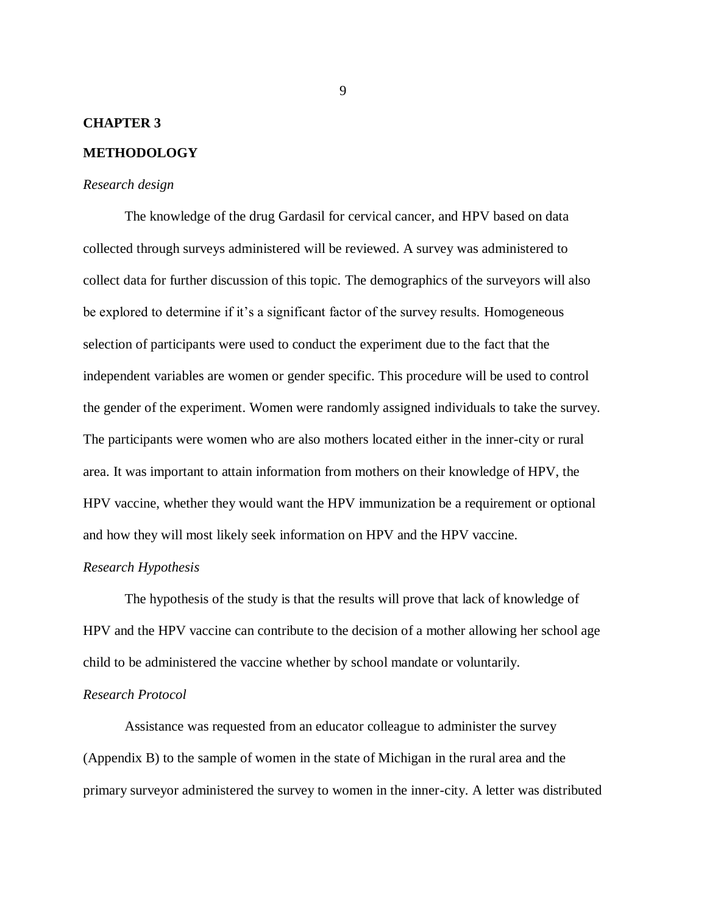# CHAPTER 3

# METHODOLOGY

*Research design*

The knowledge of the drug Gardasil for cervical cancer, and HPV based on data collected through surveys administered will be reviewed. A survey was administered to collect data for further discussion of this topic. The demographics of the surveyors will also be explored to determine if it's a significant factor of the survey results. Homogeneous selection of participants were used to conduct the experiment due to the fact that the independent variables are women or gender specific. This procedure will be used to control the gender of the experiment. Women were randomly assigned individuals to take the survey. The participants were women who are also mothers located either in the inner-city or rural area. It was important to attain information from mothers on their knowledge of HPV, the HPV vaccine, whether they would want the HPV immunization be a requirement or optional and how they will most likely seek information on HPV and the HPV vaccine.

*Research Hypothesis*

The hypothesis of the study is that the results will prove that lack of knowledge of HPV and the HPV vaccine can contribute to the decision of a mother allowing her school age child to be administered the vaccine whether by school mandate or voluntarily.

*Research Protocol*

Assistance was requested from an educator colleague to administer the survey (Appendix B) to the sample of women in the state of Michigan in the rural area and the primary surveyor administered the survey to women in the inner-city. A letter was distributed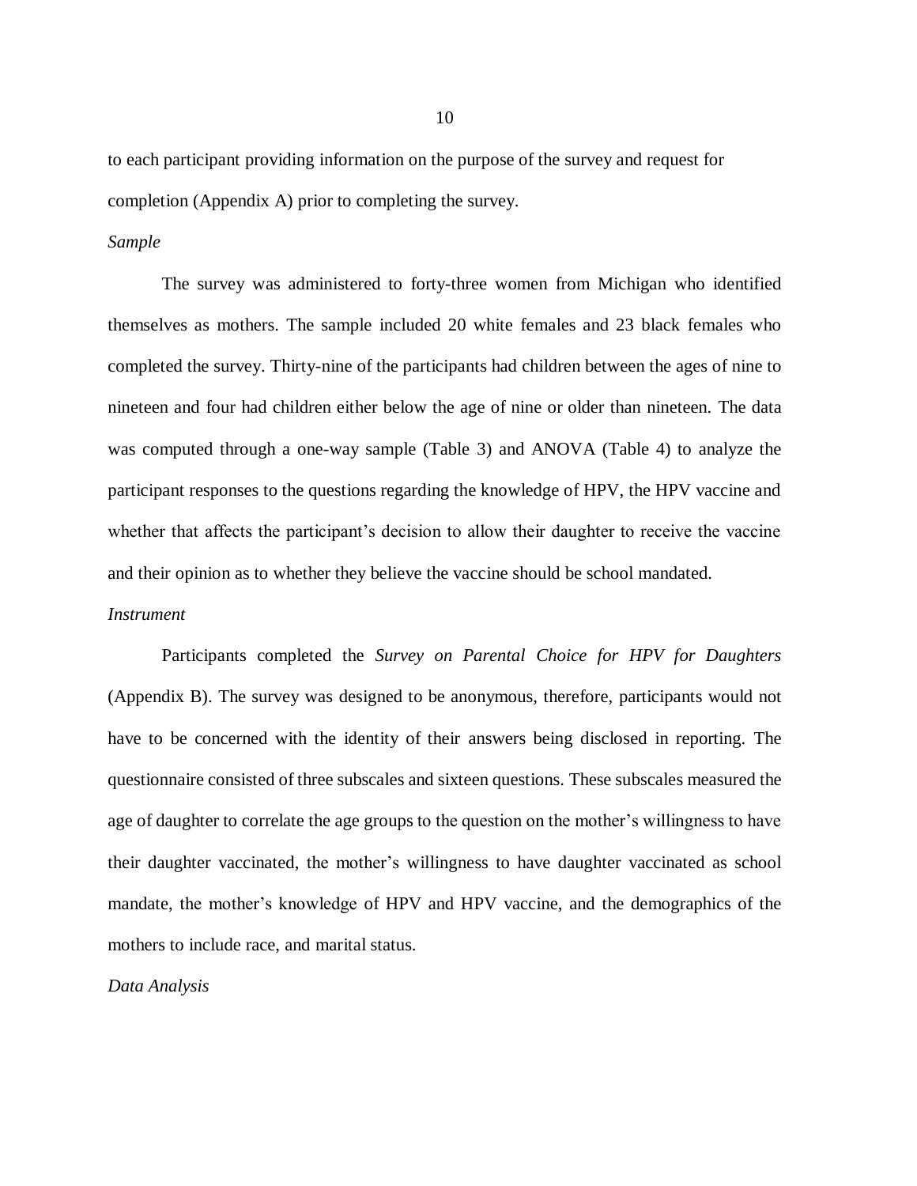to each participant providing information on the purpose of the survey and request for completion (Appendix A) prior to completing the survey.

*Sample*

The survey was administered to forty-three women from Michigan who identified themselves as mothers. The sample included 20 white females and 23 black females who completed the survey. Thirty-nine of the participants had children between the ages of nine to nineteen and four had children either below the age of nine or older than nineteen. The data was computed through a one-way sample (Table 3) and ANOVA (Table 4) to analyze the participant responses to the questions regarding the knowledge of HPV, the HPV vaccine and whether that affects the participant's decision to allow their daughter to receive the vaccine and their opinion as to whether they believe the vaccine should be school mandated.

*Instrument*

Participants completed the *Survey on Parental Choice for HPV for Daughters* (Appendix B). The survey was designed to be anonymous, therefore, participants would not have to be concerned with the identity of their answers being disclosed in reporting. The questionnaire consisted of three subscales and sixteen questions. These subscales measured the age of daughter to correlate the age groups to the question on the mother's willingness to have their daughter vaccinated, the mother's willingness to have daughter vaccinated as school mandate, the mother's knowledge of HPV and HPV vaccine, and the demographics of the mothers to include race, and marital status.

*Data Analysis*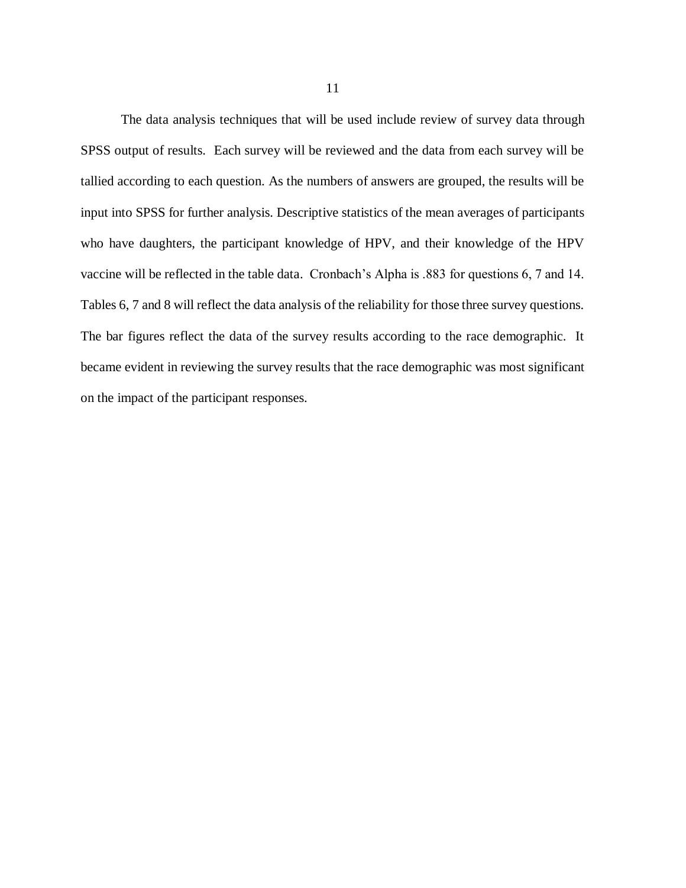The data analysis techniques that will be used include review of survey data through SPSS output of results. Each survey will be reviewed and the data from each survey will be tallied according to each question. As the numbers of answers are grouped, the results will be input into SPSS for further analysis. Descriptive statistics of the mean averages of participants who have daughters, the participant knowledge of HPV, and their knowledge of the HPV vaccine will be reflected in the table data. Cronbach's Alpha is .883 for questions 6, 7 and 14. Tables 6, 7 and 8 will reflect the data analysis of the reliability for those three survey questions. The bar figures reflect the data of the survey results according to the race demographic. It became evident in reviewing the survey results that the race demographic was most significant on the impact of the participant responses.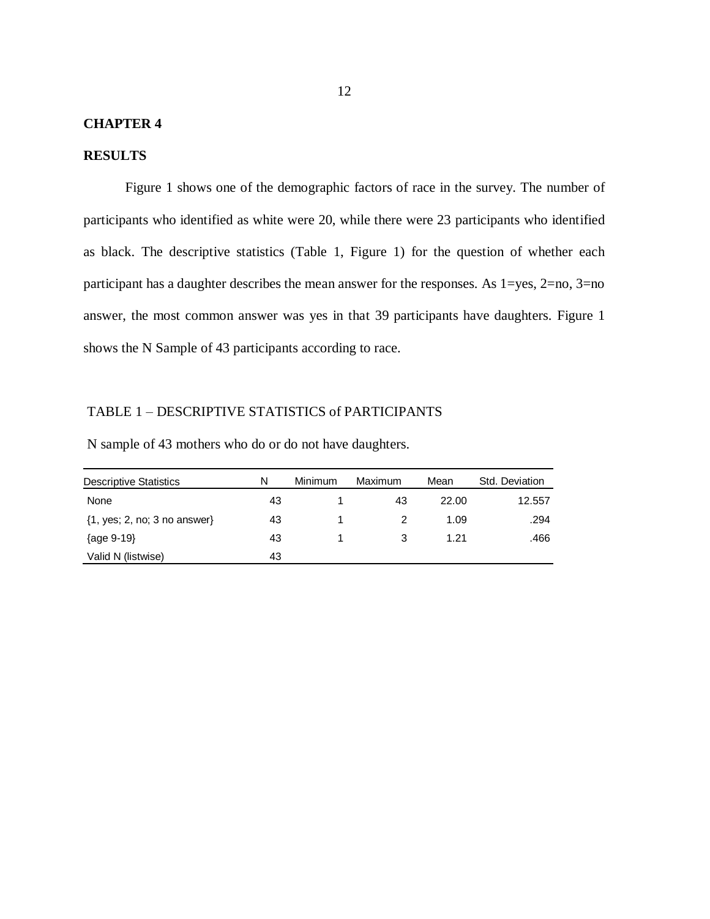# CHAPTER 4

## RESULTS

Figure 1 shows one of the demographic factors of race in the survey. The number of participants who identified as white were 20, while there were 23 participants who identified as black. The descriptive statistics (Table 1, Figure 1) for the question of whether each participant has a daughter describes the mean answer for the responses. As 1=yes, 2=no, 3=no answer, the most common answer was yes in that 39 participants have daughters. Figure 1 shows the N Sample of 43 participants according to race.

TABLE 1 – DESCRIPTIVE STATISTICS of PARTICIPANTS

N sample of 43 mothers who do or do not have daughters.

| Descriptive Statistics | N | Minimum | Maximum | Mean | Std. Deviation |
|---|---|---|---|---|---|
| None | 43 | 1 | 43 | 22.00 | 12.557 |
| {1, yes; 2, no; 3 no answer} | 43 | 1 | 2 | 1.09 | .294 |
| {age 9-19} | 43 | 1 | 3 | 1.21 | .466 |
| Valid N (listwise) | 43 | | | | |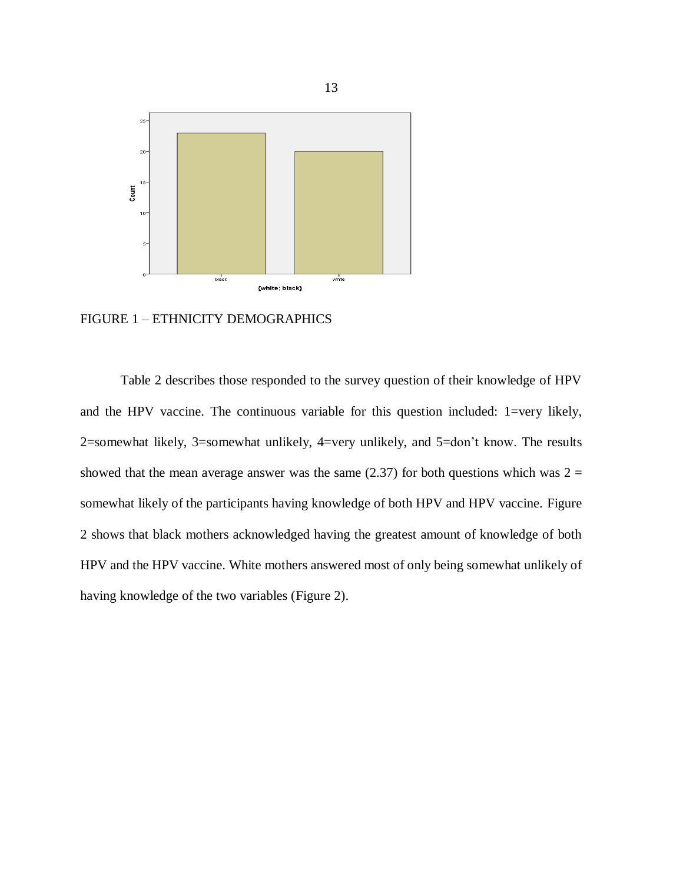FIGURE 1 – ETHNICITY DEMOGRAPHICS

Table 2 describes those responded to the survey question of their knowledge of HPV and the HPV vaccine. The continuous variable for this question included: 1=very likely, 2=somewhat likely, 3=somewhat unlikely, 4=very unlikely, and 5=don't know. The results showed that the mean average answer was the same (2.37) for both questions which was 2 = somewhat likely of the participants having knowledge of both HPV and HPV vaccine. Figure 2 shows that black mothers acknowledged having the greatest amount of knowledge of both HPV and the HPV vaccine. White mothers answered most of only being somewhat unlikely of having knowledge of the two variables (Figure 2).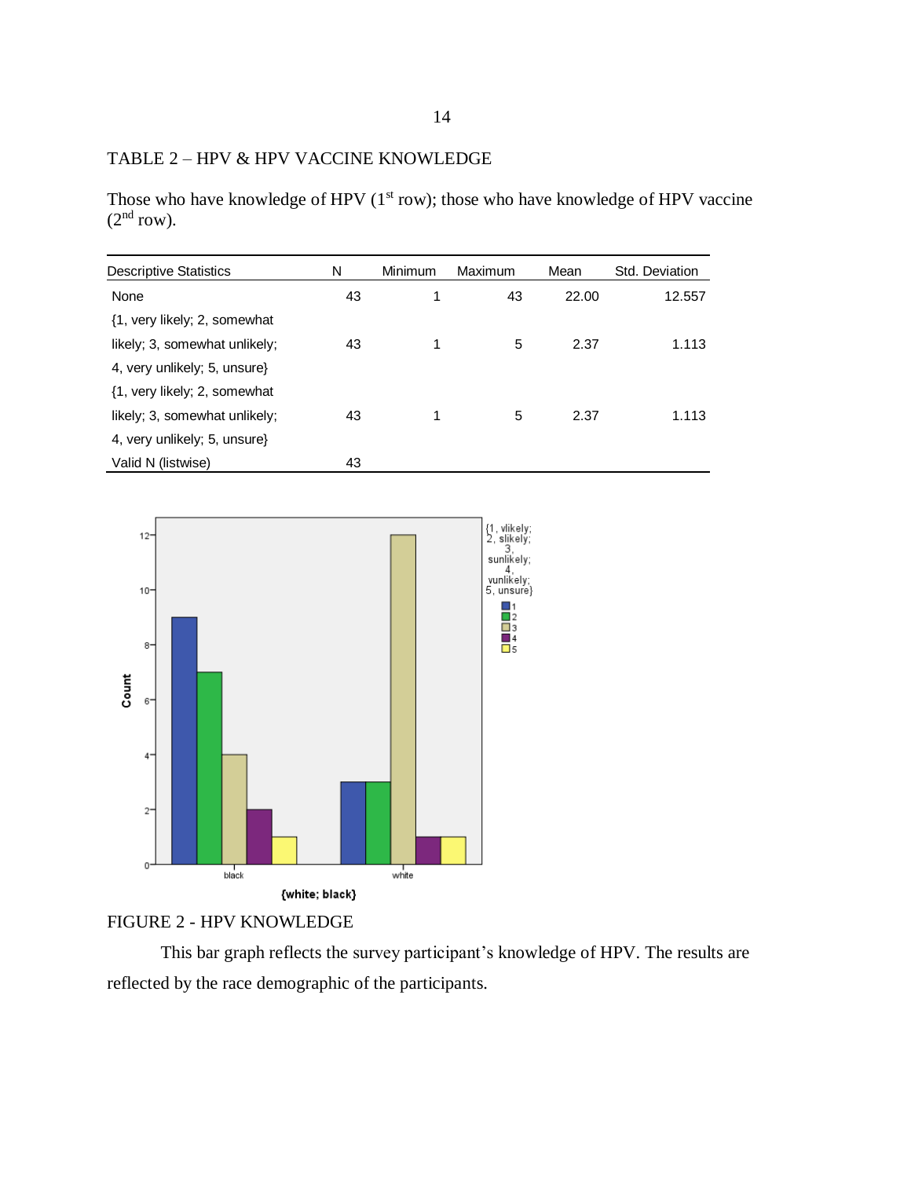TABLE 2 – HPV & HPV VACCINE KNOWLEDGE

Those who have knowledge of HPV (1st row); those who have knowledge of HPV vaccine (2nd row).

| Descriptive Statistics | N | Minimum | Maximum | Mean | Std. Deviation |
|---|---|---|---|---|---|
| None | 43 | 1 | 43 | 22.00 | 12.557 |
| {1, very likely; 2, somewhat likely; 3, somewhat unlikely; 4, very unlikely; 5, unsure} | 43 | 1 | 5 | 2.37 | 1.113 |
| {1, very likely; 2, somewhat likely; 3, somewhat unlikely; 4, very unlikely; 5, unsure} | 43 | 1 | 5 | 2.37 | 1.113 |
| Valid N (listwise) | 43 | | | | |

FIGURE 2 - HPV KNOWLEDGE

This bar graph reflects the survey participant's knowledge of HPV. The results are reflected by the race demographic of the participants.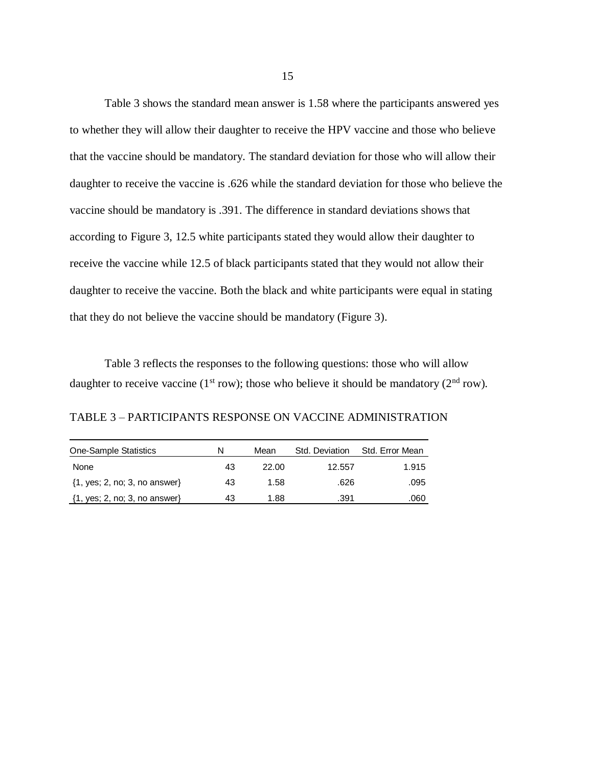Table 3 shows the standard mean answer is 1.58 where the participants answered yes to whether they will allow their daughter to receive the HPV vaccine and those who believe that the vaccine should be mandatory. The standard deviation for those who will allow their daughter to receive the vaccine is .626 while the standard deviation for those who believe the vaccine should be mandatory is .391. The difference in standard deviations shows that according to Figure 3, 12.5 white participants stated they would allow their daughter to receive the vaccine while 12.5 of black participants stated that they would not allow their daughter to receive the vaccine. Both the black and white participants were equal in stating that they do not believe the vaccine should be mandatory (Figure 3).

Table 3 reflects the responses to the following questions: those who will allow daughter to receive vaccine (1st row); those who believe it should be mandatory (2nd row).

TABLE 3 – PARTICIPANTS RESPONSE ON VACCINE ADMINISTRATION

| One-Sample Statistics | N | Mean | Std. Deviation | Std. Error Mean |
|---|---|---|---|---|
| None | 43 | 22.00 | 12.557 | 1.915 |
| {1, yes; 2, no; 3, no answer} | 43 | 1.58 | .626 | .095 |
| {1, yes; 2, no; 3, no answer} | 43 | 1.88 | .391 | .060 |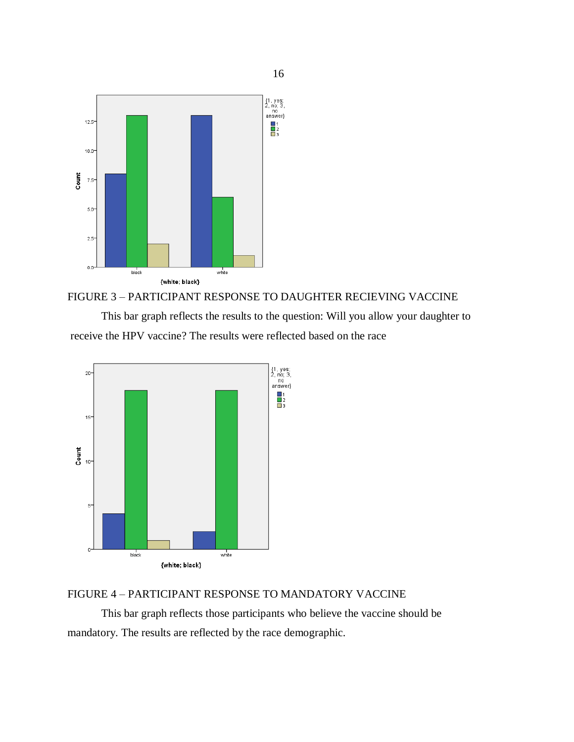FIGURE 3 – PARTICIPANT RESPONSE TO DAUGHTER RECIEVING VACCINE

This bar graph reflects the results to the question: Will you allow your daughter to receive the HPV vaccine? The results were reflected based on the race

FIGURE 4 – PARTICIPANT RESPONSE TO MANDATORY VACCINE

This bar graph reflects those participants who believe the vaccine should be mandatory. The results are reflected by the race demographic.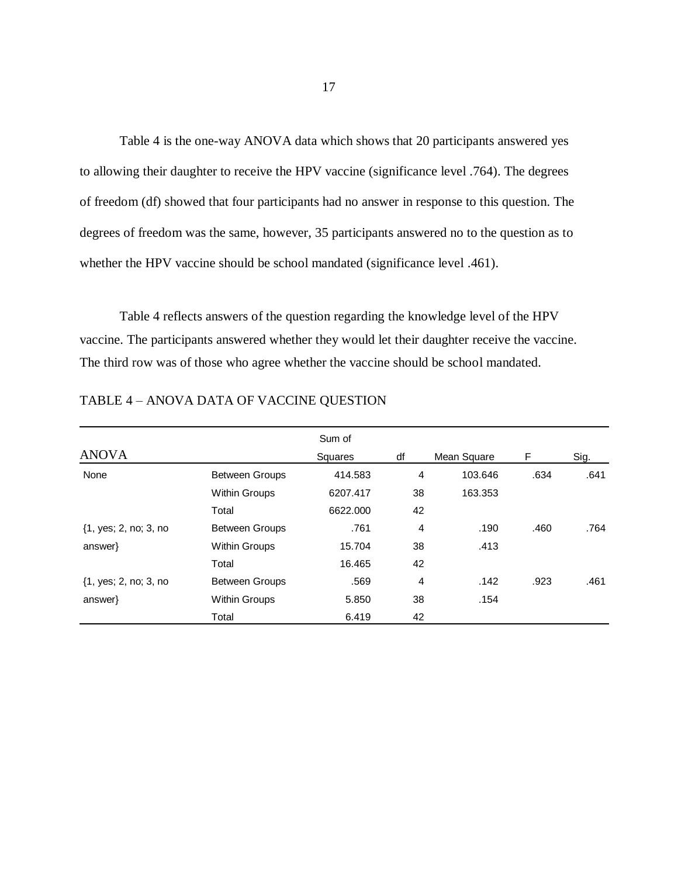Table 4 is the one-way ANOVA data which shows that 20 participants answered yes to allowing their daughter to receive the HPV vaccine (significance level .764). The degrees of freedom (df) showed that four participants had no answer in response to this question. The degrees of freedom was the same, however, 35 participants answered no to the question as to whether the HPV vaccine should be school mandated (significance level .461).

Table 4 reflects answers of the question regarding the knowledge level of the HPV vaccine. The participants answered whether they would let their daughter receive the vaccine. The third row was of those who agree whether the vaccine should be school mandated.

TABLE 4 – ANOVA DATA OF VACCINE QUESTION

| ANOVA | | Sum of Squares | df | Mean Square | F | Sig. |
|---|---|---|---|---|---|---|
| None | Between Groups | 414.583 | 4 | 103.646 | .634 | .641 |
| | Within Groups | 6207.417 | 38 | 163.353 | | |
| | Total | 6622.000 | 42 | | | |
| {1, yes; 2, no; 3, no answer} | Between Groups | .761 | 4 | .190 | .460 | .764 |
| | Within Groups | 15.704 | 38 | .413 | | |
| | Total | 16.465 | 42 | | | |
| {1, yes; 2, no; 3, no answer} | Between Groups | .569 | 4 | .142 | .923 | .461 |
| | Within Groups | 5.850 | 38 | .154 | | |
| | Total | 6.419 | 42 | | | |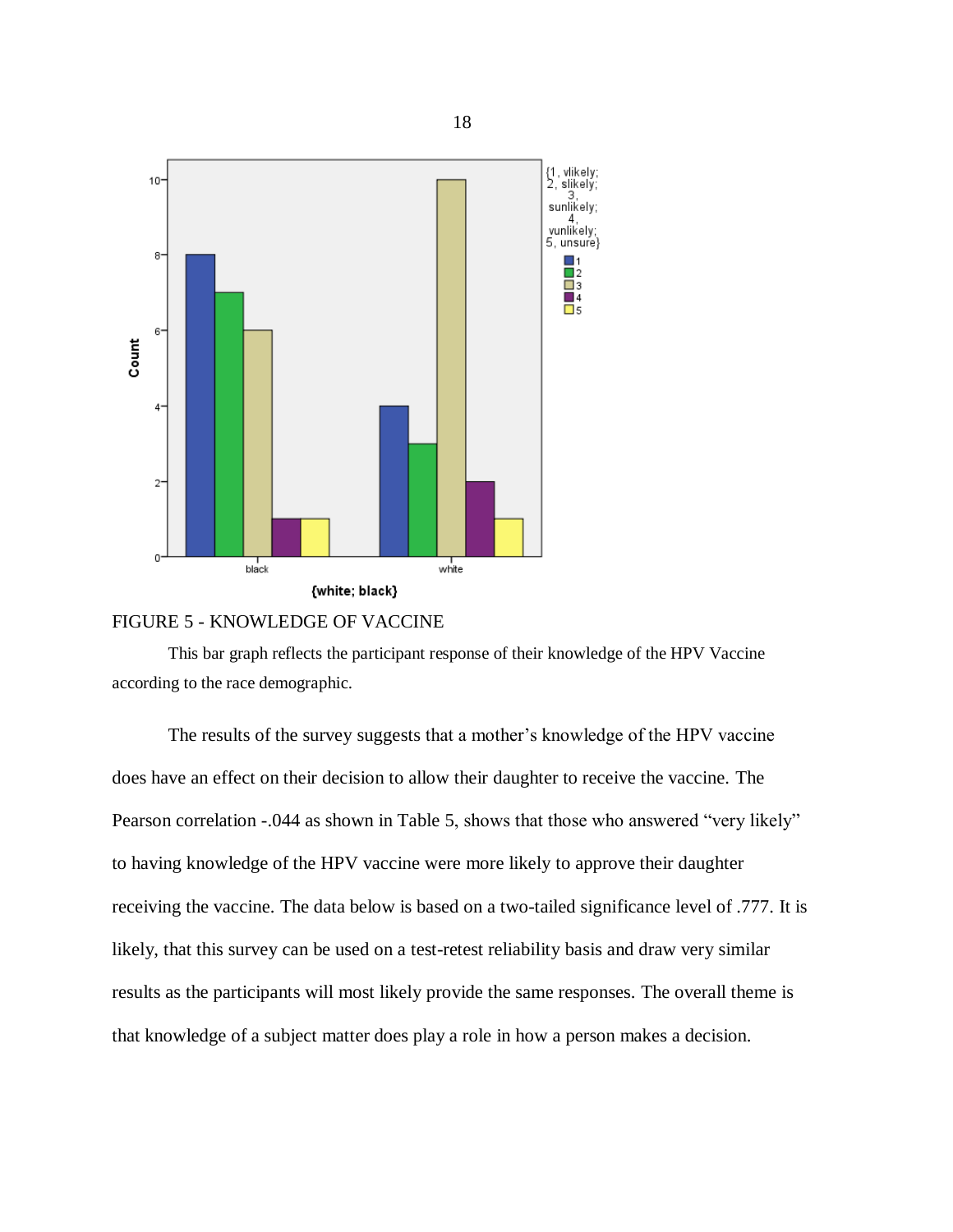FIGURE 5 - KNOWLEDGE OF VACCINE

This bar graph reflects the participant response of their knowledge of the HPV Vaccine according to the race demographic.

The results of the survey suggests that a mother's knowledge of the HPV vaccine does have an effect on their decision to allow their daughter to receive the vaccine. The Pearson correlation -.044 as shown in Table 5, shows that those who answered "very likely" to having knowledge of the HPV vaccine were more likely to approve their daughter receiving the vaccine. The data below is based on a two-tailed significance level of .777. It is likely, that this survey can be used on a test-retest reliability basis and draw very similar results as the participants will most likely provide the same responses. The overall theme is that knowledge of a subject matter does play a role in how a person makes a decision.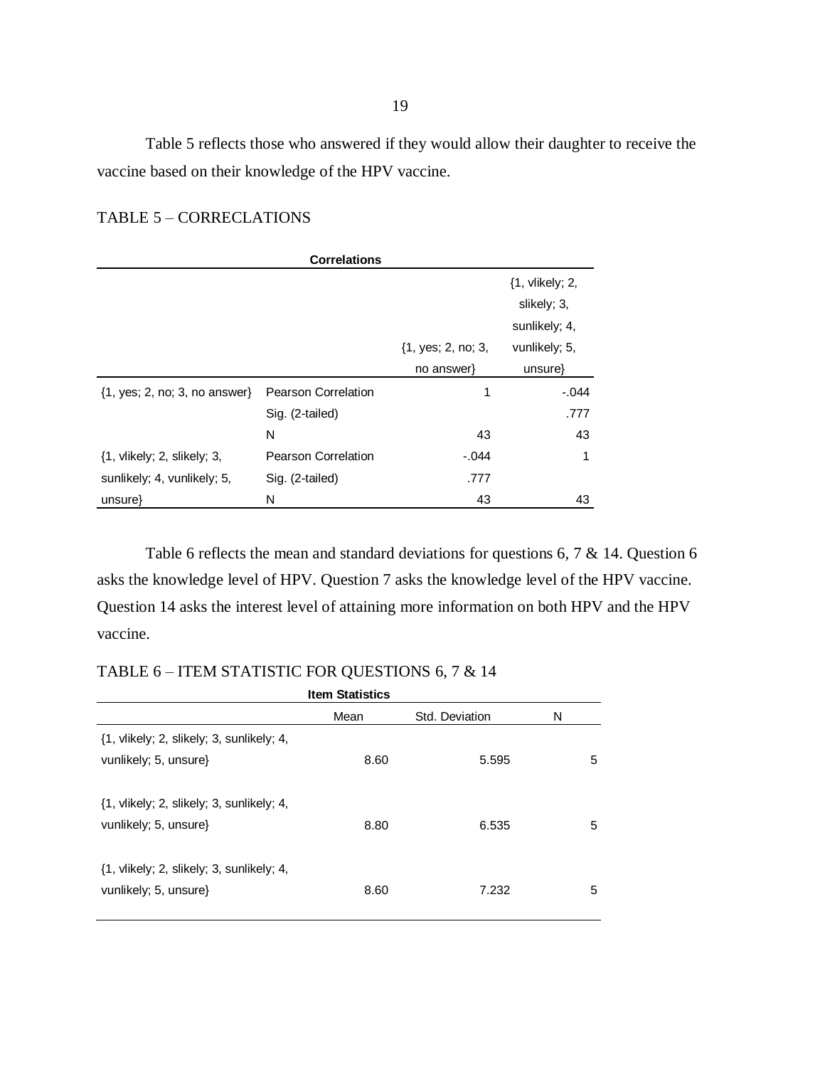Table 5 reflects those who answered if they would allow their daughter to receive the vaccine based on their knowledge of the HPV vaccine.

TABLE 5 – CORRECLATIONS

**Correlations**

| | | {1, yes; 2, no; 3, no answer} | {1, vlikely; 2, slikely; 3, sunlikely; 4, vunlikely; 5, unsure} |
|---|---|---|---|
| {1, yes; 2, no; 3, no answer} | Pearson Correlation | 1 | -.044 |
| | Sig. (2-tailed) | | .777 |
| | N | 43 | 43 |
| {1, vlikely; 2, slikely; 3, sunlikely; 4, vunlikely; 5, unsure} | Pearson Correlation | -.044 | 1 |
| | Sig. (2-tailed) | .777 | |
| | N | 43 | 43 |

Table 6 reflects the mean and standard deviations for questions 6, 7 & 14. Question 6 asks the knowledge level of HPV. Question 7 asks the knowledge level of the HPV vaccine. Question 14 asks the interest level of attaining more information on both HPV and the HPV vaccine.

TABLE 6 – ITEM STATISTIC FOR QUESTIONS 6, 7 & 14

**Item Statistics**

| | Mean | Std. Deviation | N |
|---|---|---|---|
| {1, vlikely; 2, slikely; 3, sunlikely; 4, vunlikely; 5, unsure} | 8.60 | 5.595 | 5 |
| {1, vlikely; 2, slikely; 3, sunlikely; 4, vunlikely; 5, unsure} | 8.80 | 6.535 | 5 |
| {1, vlikely; 2, slikely; 3, sunlikely; 4, vunlikely; 5, unsure} | 8.60 | 7.232 | 5 |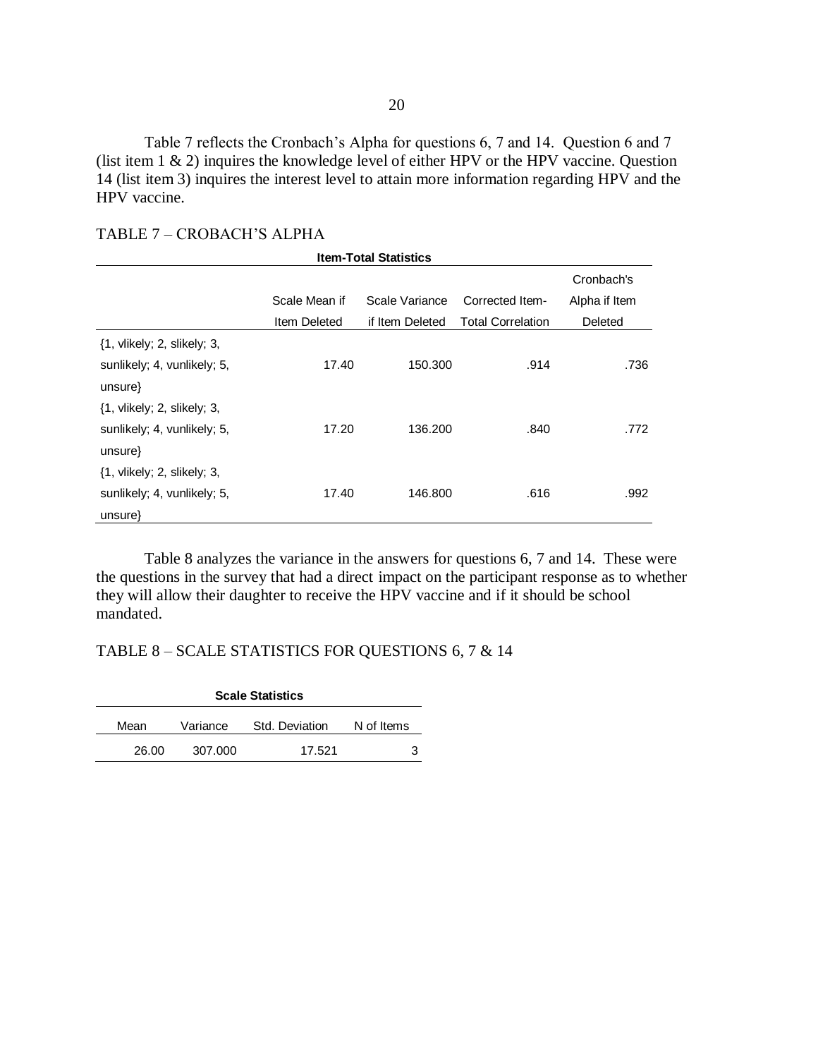Table 7 reflects the Cronbach's Alpha for questions 6, 7 and 14. Question 6 and 7 (list item 1 & 2) inquires the knowledge level of either HPV or the HPV vaccine. Question 14 (list item 3) inquires the interest level to attain more information regarding HPV and the HPV vaccine.

TABLE 7 – CROBACH'S ALPHA

**Item-Total Statistics**

| | Scale Mean if Item Deleted | Scale Variance if Item Deleted | Corrected Item-Total Correlation | Cronbach's Alpha if Item Deleted |
|---|---|---|---|---|
| {1, vlikely; 2, slikely; 3, sunlikely; 4, vunlikely; 5, unsure} | 17.40 | 150.300 | .914 | .736 |
| {1, vlikely; 2, slikely; 3, sunlikely; 4, vunlikely; 5, unsure} | 17.20 | 136.200 | .840 | .772 |
| {1, vlikely; 2, slikely; 3, sunlikely; 4, vunlikely; 5, unsure} | 17.40 | 146.800 | .616 | .992 |

Table 8 analyzes the variance in the answers for questions 6, 7 and 14. These were the questions in the survey that had a direct impact on the participant response as to whether they will allow their daughter to receive the HPV vaccine and if it should be school mandated.

TABLE 8 – SCALE STATISTICS FOR QUESTIONS 6, 7 & 14

**Scale Statistics**

| Mean | Variance | Std. Deviation | N of Items |
|---|---|---|---|
| 26.00 | 307.000 | 17.521 | 3 |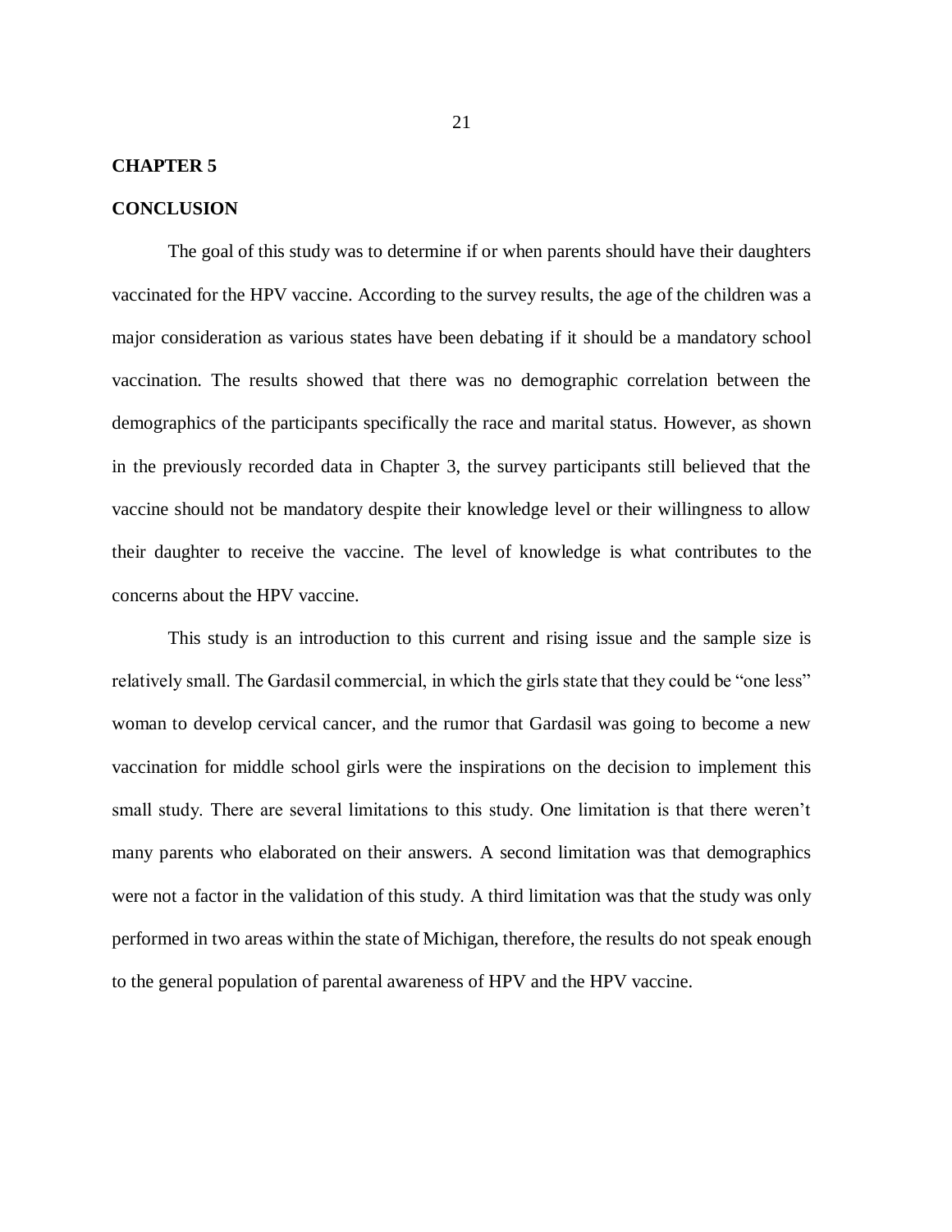# CHAPTER 5

## CONCLUSION

The goal of this study was to determine if or when parents should have their daughters vaccinated for the HPV vaccine. According to the survey results, the age of the children was a major consideration as various states have been debating if it should be a mandatory school vaccination. The results showed that there was no demographic correlation between the demographics of the participants specifically the race and marital status. However, as shown in the previously recorded data in Chapter 3, the survey participants still believed that the vaccine should not be mandatory despite their knowledge level or their willingness to allow their daughter to receive the vaccine. The level of knowledge is what contributes to the concerns about the HPV vaccine.

This study is an introduction to this current and rising issue and the sample size is relatively small. The Gardasil commercial, in which the girls state that they could be "one less" woman to develop cervical cancer, and the rumor that Gardasil was going to become a new vaccination for middle school girls were the inspirations on the decision to implement this small study. There are several limitations to this study. One limitation is that there weren't many parents who elaborated on their answers. A second limitation was that demographics were not a factor in the validation of this study. A third limitation was that the study was only performed in two areas within the state of Michigan, therefore, the results do not speak enough to the general population of parental awareness of HPV and the HPV vaccine.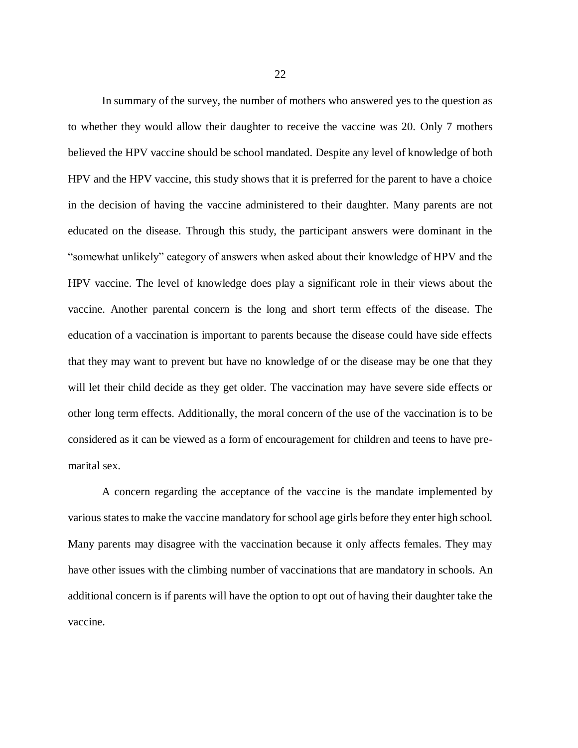In summary of the survey, the number of mothers who answered yes to the question as to whether they would allow their daughter to receive the vaccine was 20. Only 7 mothers believed the HPV vaccine should be school mandated. Despite any level of knowledge of both HPV and the HPV vaccine, this study shows that it is preferred for the parent to have a choice in the decision of having the vaccine administered to their daughter. Many parents are not educated on the disease. Through this study, the participant answers were dominant in the "somewhat unlikely" category of answers when asked about their knowledge of HPV and the HPV vaccine. The level of knowledge does play a significant role in their views about the vaccine. Another parental concern is the long and short term effects of the disease. The education of a vaccination is important to parents because the disease could have side effects that they may want to prevent but have no knowledge of or the disease may be one that they will let their child decide as they get older. The vaccination may have severe side effects or other long term effects. Additionally, the moral concern of the use of the vaccination is to be considered as it can be viewed as a form of encouragement for children and teens to have pre-marital sex.

A concern regarding the acceptance of the vaccine is the mandate implemented by various states to make the vaccine mandatory for school age girls before they enter high school. Many parents may disagree with the vaccination because it only affects females. They may have other issues with the climbing number of vaccinations that are mandatory in schools. An additional concern is if parents will have the option to opt out of having their daughter take the vaccine.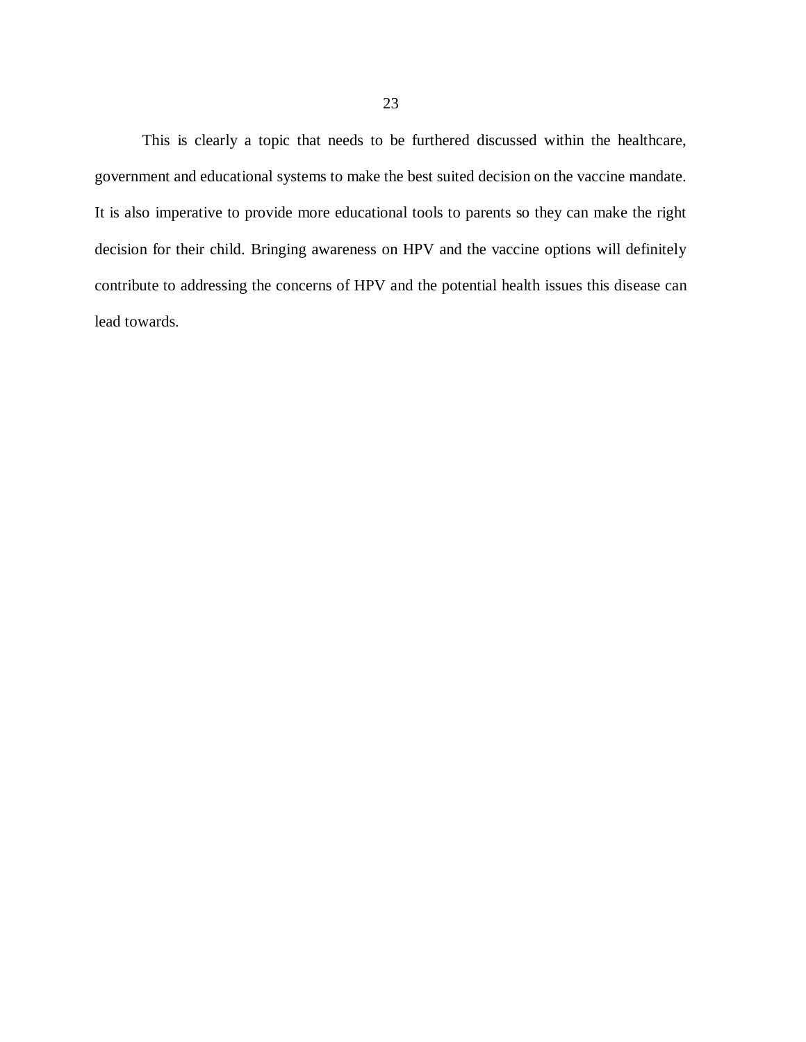This is clearly a topic that needs to be furthered discussed within the healthcare, government and educational systems to make the best suited decision on the vaccine mandate. It is also imperative to provide more educational tools to parents so they can make the right decision for their child. Bringing awareness on HPV and the vaccine options will definitely contribute to addressing the concerns of HPV and the potential health issues this disease can lead towards.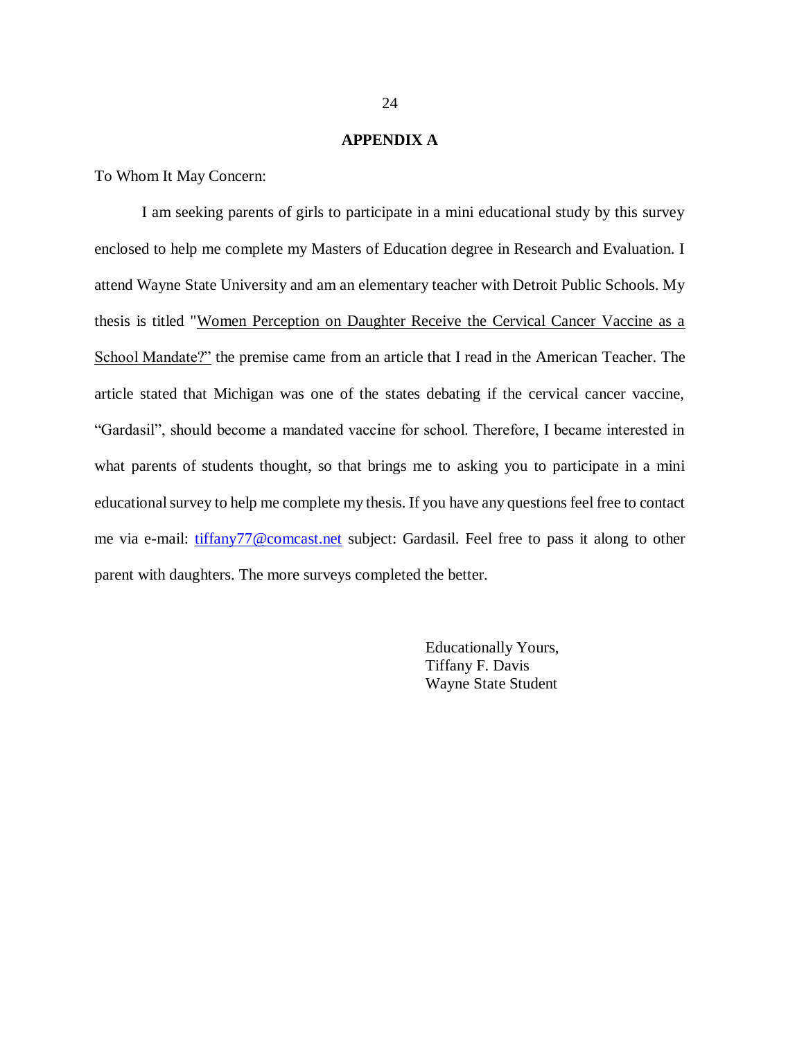## APPENDIX A

To Whom It May Concern:

I am seeking parents of girls to participate in a mini educational study by this survey enclosed to help me complete my Masters of Education degree in Research and Evaluation. I attend Wayne State University and am an elementary teacher with Detroit Public Schools. My thesis is titled "Women Perception on Daughter Receive the Cervical Cancer Vaccine as a School Mandate?" the premise came from an article that I read in the American Teacher. The article stated that Michigan was one of the states debating if the cervical cancer vaccine, "Gardasil", should become a mandated vaccine for school. Therefore, I became interested in what parents of students thought, so that brings me to asking you to participate in a mini educational survey to help me complete my thesis. If you have any questions feel free to contact me via e-mail: tiffany77@comcast.net subject: Gardasil. Feel free to pass it along to other parent with daughters. The more surveys completed the better.

Educationally Yours,
Tiffany F. Davis
Wayne State Student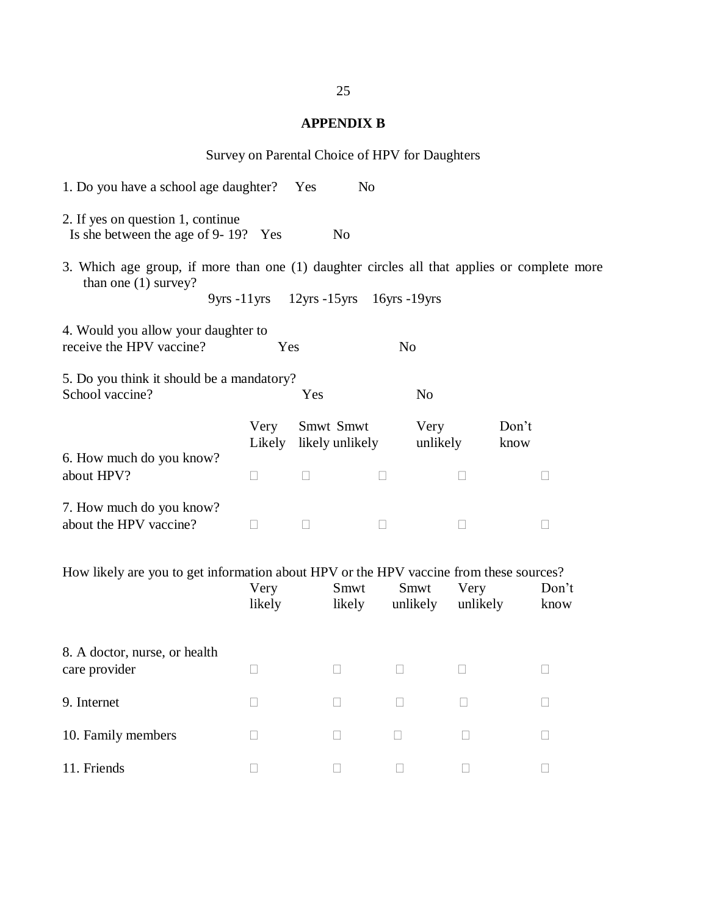# APPENDIX B

Survey on Parental Choice of HPV for Daughters

1. Do you have a school age daughter? Yes No

2. If yes on question 1, continue
 Is she between the age of 9- 19? Yes No

3. Which age group, if more than one (1) daughter circles all that applies or complete more than one (1) survey?
 9yrs -11yrs 12yrs -15yrs 16yrs -19yrs

4. Would you allow your daughter to receive the HPV vaccine? Yes No

5. Do you think it should be a mandatory? School vaccine? Yes No

| | Very Likely | Smwt likely | Smwt unlikely | Very unlikely | Don't know |
|---|---|---|---|---|---|
| 6. How much do you know? about HPV? | ☐ | ☐ | ☐ | ☐ | ☐ |
| 7. How much do you know? about the HPV vaccine? | ☐ | ☐ | ☐ | ☐ | ☐ |

How likely are you to get information about HPV or the HPV vaccine from these sources?

| | Very likely | Smwt likely | Smwt unlikely | Very unlikely | Don't know |
|---|---|---|---|---|---|
| 8. A doctor, nurse, or health care provider | ☐ | ☐ | ☐ | ☐ | ☐ |
| 9. Internet | ☐ | ☐ | ☐ | ☐ | ☐ |
| 10. Family members | ☐ | ☐ | ☐ | ☐ | ☐ |
| 11. Friends | ☐ | ☐ | ☐ | ☐ | ☐ |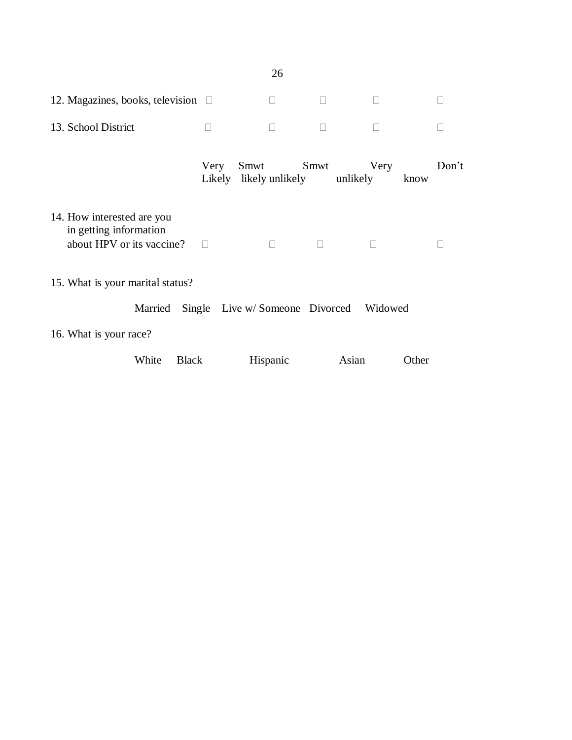| | | | | | |
|---|---|---|---|---|---|
| 12. Magazines, books, television | □ | □ | □ | □ | □ |
| 13. School District | □ | □ | □ | □ | □ |

| | Very Likely | Smwt likely | Smwt unlikely | Very unlikely | Don't know |
|---|---|---|---|---|---|
| 14. How interested are you in getting information about HPV or its vaccine? | □ | □ | □ | □ | □ |

15. What is your marital status?

Married Single Live w/ Someone Divorced Widowed

16. What is your race?

White Black Hispanic Asian Other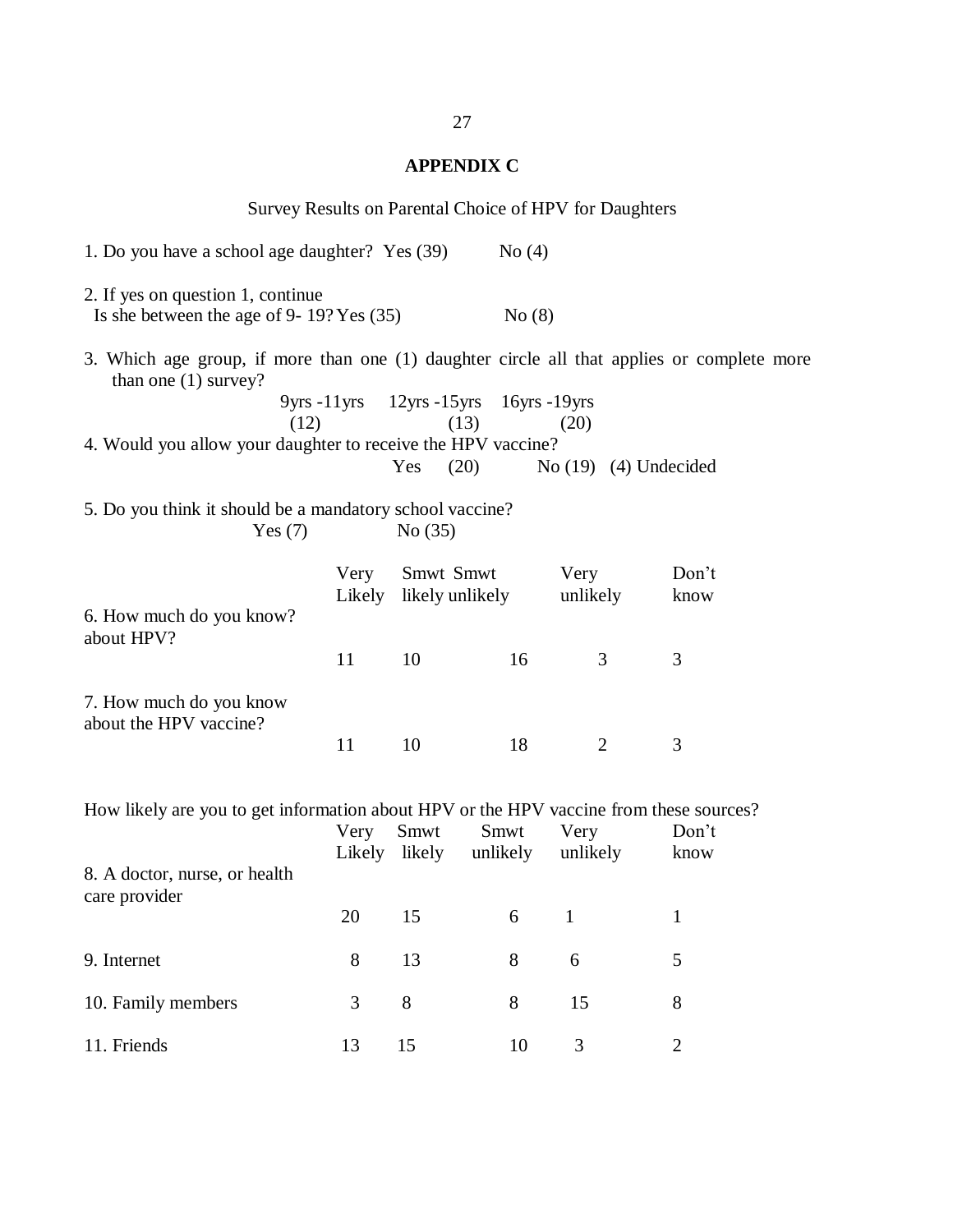## APPENDIX C

Survey Results on Parental Choice of HPV for Daughters

1. Do you have a school age daughter? Yes (39) No (4)

2. If yes on question 1, continue
   Is she between the age of 9- 19? Yes (35) No (8)

3. Which age group, if more than one (1) daughter circle all that applies or complete more than one (1) survey?

| 9yrs -11yrs | 12yrs -15yrs | 16yrs -19yrs |
|---|---|---|
| (12) | (13) | (20) |

4. Would you allow your daughter to receive the HPV vaccine?
   Yes (20) No (19) (4) Undecided

5. Do you think it should be a mandatory school vaccine?
   Yes (7) No (35)

| | Very Likely | Smwt likely | Smwt unlikely | Very unlikely | Don't know |
|---|---|---|---|---|---|
| 6. How much do you know? about HPV? | 11 | 10 | 16 | 3 | 3 |
| 7. How much do you know about the HPV vaccine? | 11 | 10 | 18 | 2 | 3 |

How likely are you to get information about HPV or the HPV vaccine from these sources?

| | Very Likely | Smwt likely | Smwt unlikely | Very unlikely | Don't know |
|---|---|---|---|---|---|
| 8. A doctor, nurse, or health care provider | 20 | 15 | 6 | 1 | 1 |
| 9. Internet | 8 | 13 | 8 | 6 | 5 |
| 10. Family members | 3 | 8 | 8 | 15 | 8 |
| 11. Friends | 13 | 15 | 10 | 3 | 2 |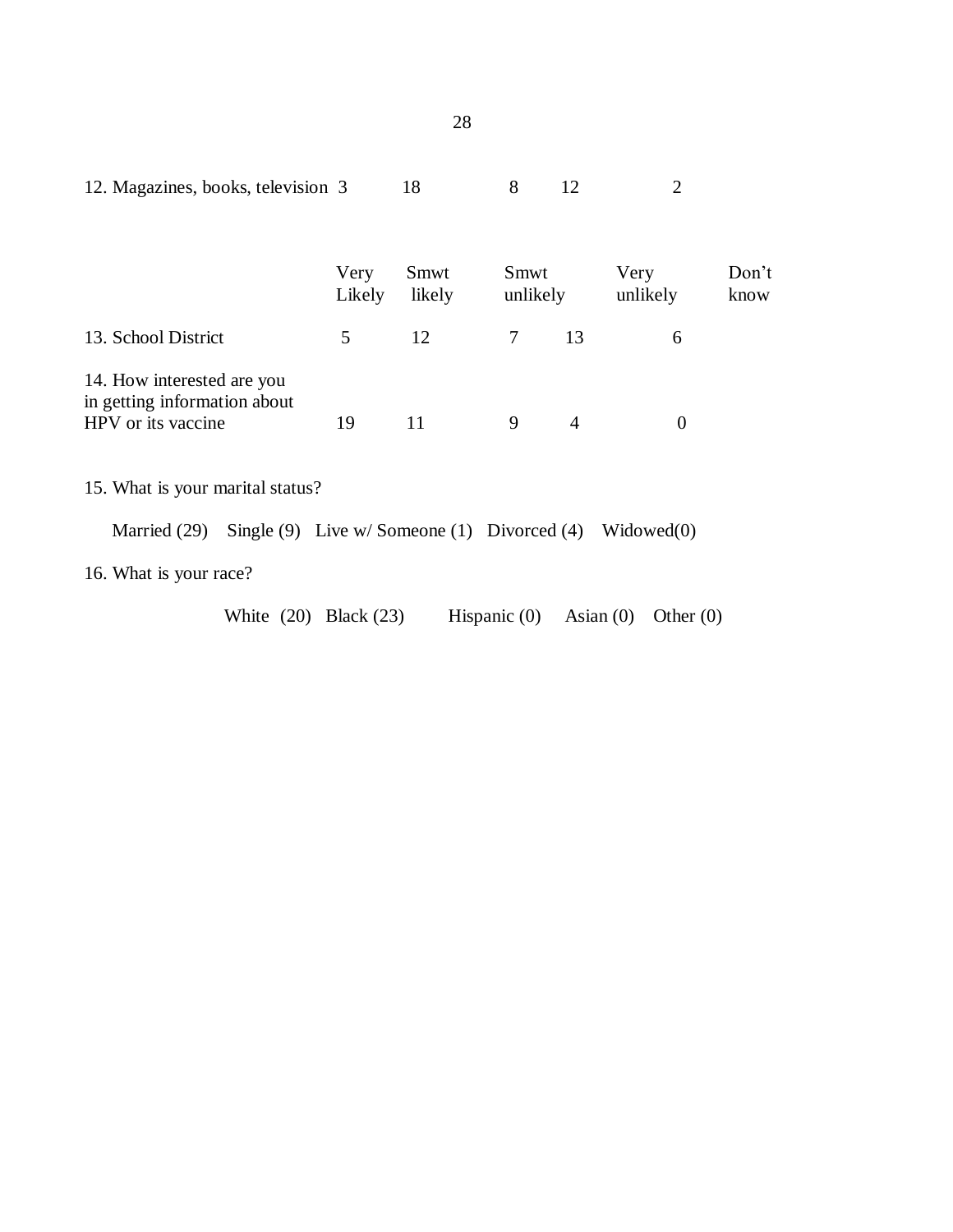| | Very Likely | Smwt likely | Smwt unlikely | Very unlikely | Don't know |
|---|---|---|---|---|---|
| 12. Magazines, books, television | 3 | 18 | 8 | 12 | 2 |
| 13. School District | 5 | 12 | 7 | 13 | 6 |
| 14. How interested are you in getting information about HPV or its vaccine | 19 | 11 | 9 | 4 | 0 |

15. What is your marital status?

Married (29) Single (9) Live w/ Someone (1) Divorced (4) Widowed(0)

16. What is your race?

White (20) Black (23) Hispanic (0) Asian (0) Other (0)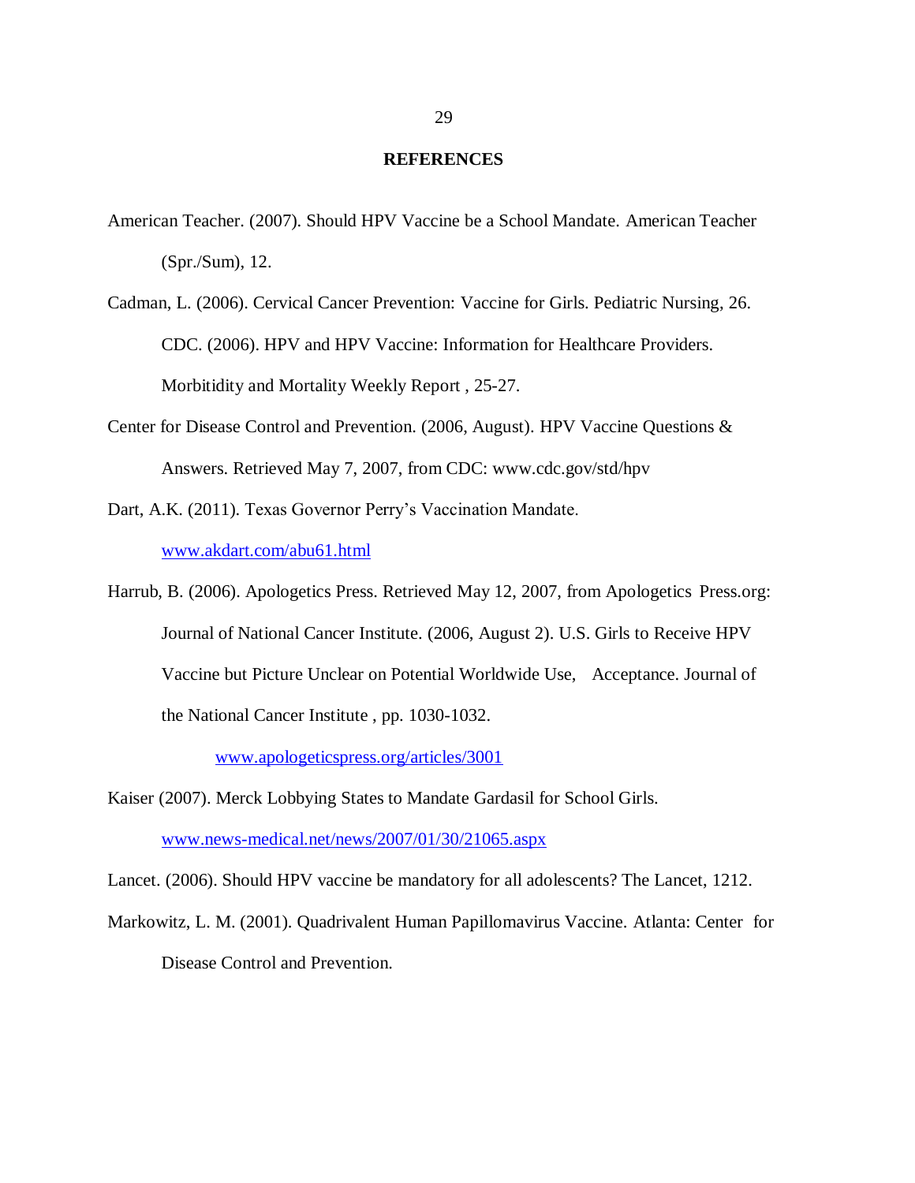# REFERENCES

American Teacher. (2007). Should HPV Vaccine be a School Mandate. American Teacher (Spr./Sum), 12.

Cadman, L. (2006). Cervical Cancer Prevention: Vaccine for Girls. Pediatric Nursing, 26.

CDC. (2006). HPV and HPV Vaccine: Information for Healthcare Providers. Morbitidity and Mortality Weekly Report , 25-27.

Center for Disease Control and Prevention. (2006, August). HPV Vaccine Questions & Answers. Retrieved May 7, 2007, from CDC: www.cdc.gov/std/hpv

Dart, A.K. (2011). Texas Governor Perry's Vaccination Mandate. www.akdart.com/abu61.html

Harrub, B. (2006). Apologetics Press. Retrieved May 12, 2007, from Apologetics Press.org:

Journal of National Cancer Institute. (2006, August 2). U.S. Girls to Receive HPV Vaccine but Picture Unclear on Potential Worldwide Use, Acceptance. Journal of the National Cancer Institute , pp. 1030-1032.

www.apologeticspress.org/articles/3001

Kaiser (2007). Merck Lobbying States to Mandate Gardasil for School Girls. www.news-medical.net/news/2007/01/30/21065.aspx

Lancet. (2006). Should HPV vaccine be mandatory for all adolescents? The Lancet, 1212.

Markowitz, L. M. (2001). Quadrivalent Human Papillomavirus Vaccine. Atlanta: Center for Disease Control and Prevention.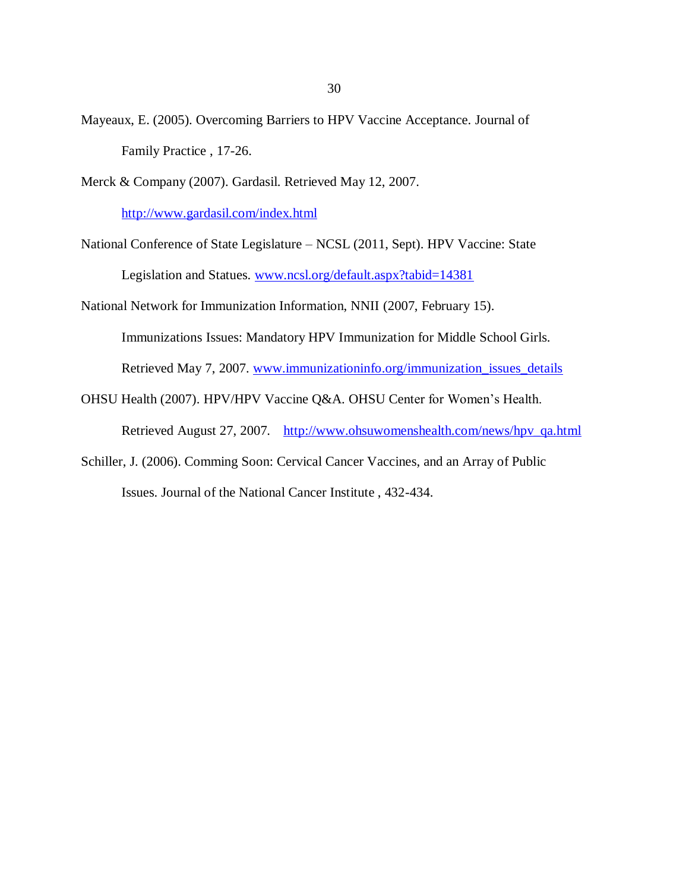Mayeaux, E. (2005). Overcoming Barriers to HPV Vaccine Acceptance. Journal of Family Practice , 17-26.

Merck & Company (2007). Gardasil. Retrieved May 12, 2007. http://www.gardasil.com/index.html

National Conference of State Legislature – NCSL (2011, Sept). HPV Vaccine: State Legislation and Statues. www.ncsl.org/default.aspx?tabid=14381

National Network for Immunization Information, NNII (2007, February 15). Immunizations Issues: Mandatory HPV Immunization for Middle School Girls. Retrieved May 7, 2007. www.immunizationinfo.org/immunization_issues_details

OHSU Health (2007). HPV/HPV Vaccine Q&A. OHSU Center for Women's Health. Retrieved August 27, 2007. http://www.ohsuwomenshealth.com/news/hpv_qa.html

Schiller, J. (2006). Comming Soon: Cervical Cancer Vaccines, and an Array of Public Issues. Journal of the National Cancer Institute , 432-434.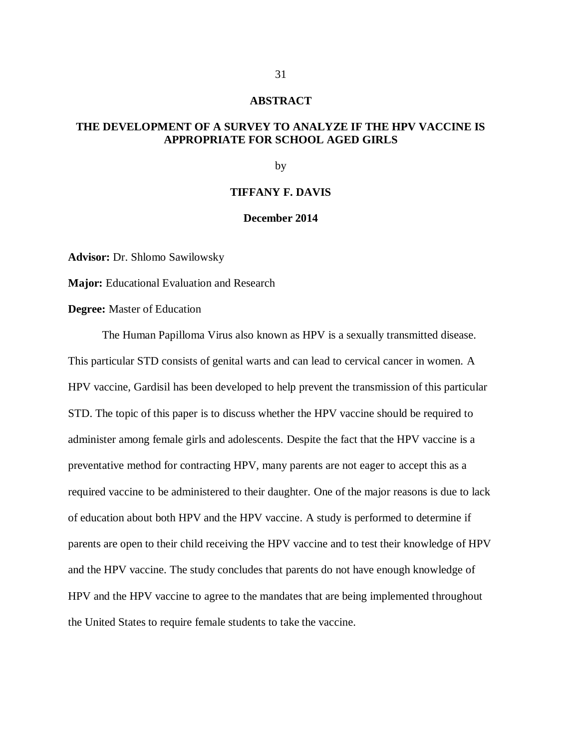## ABSTRACT

## THE DEVELOPMENT OF A SURVEY TO ANALYZE IF THE HPV VACCINE IS APPROPRIATE FOR SCHOOL AGED GIRLS

by

**TIFFANY F. DAVIS**

**December 2014**

**Advisor:** Dr. Shlomo Sawilowsky

**Major:** Educational Evaluation and Research

**Degree:** Master of Education

The Human Papilloma Virus also known as HPV is a sexually transmitted disease. This particular STD consists of genital warts and can lead to cervical cancer in women. A HPV vaccine, Gardisil has been developed to help prevent the transmission of this particular STD. The topic of this paper is to discuss whether the HPV vaccine should be required to administer among female girls and adolescents. Despite the fact that the HPV vaccine is a preventative method for contracting HPV, many parents are not eager to accept this as a required vaccine to be administered to their daughter. One of the major reasons is due to lack of education about both HPV and the HPV vaccine. A study is performed to determine if parents are open to their child receiving the HPV vaccine and to test their knowledge of HPV and the HPV vaccine. The study concludes that parents do not have enough knowledge of HPV and the HPV vaccine to agree to the mandates that are being implemented throughout the United States to require female students to take the vaccine.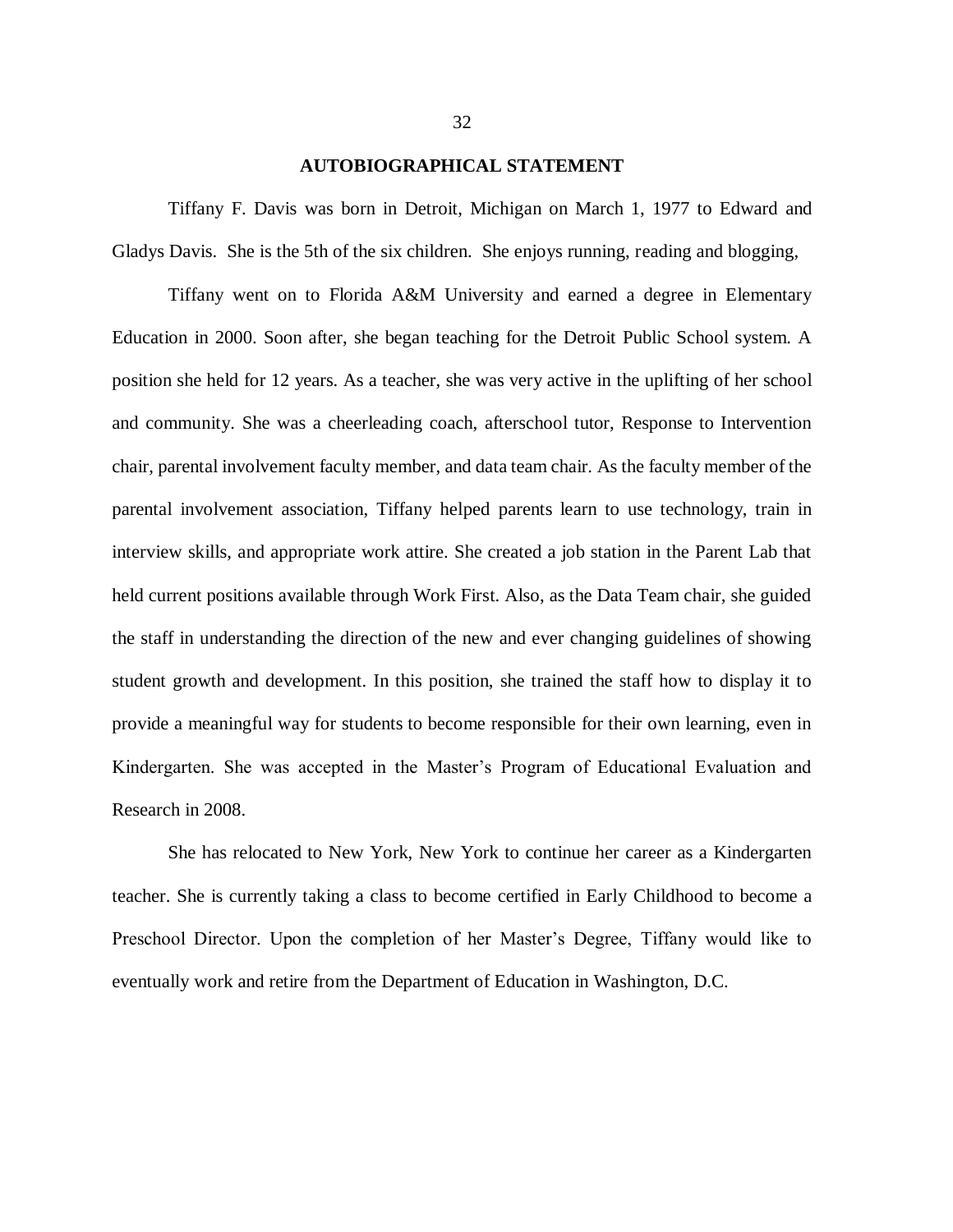## AUTOBIOGRAPHICAL STATEMENT

Tiffany F. Davis was born in Detroit, Michigan on March 1, 1977 to Edward and Gladys Davis. She is the 5th of the six children. She enjoys running, reading and blogging,

Tiffany went on to Florida A&M University and earned a degree in Elementary Education in 2000. Soon after, she began teaching for the Detroit Public School system. A position she held for 12 years. As a teacher, she was very active in the uplifting of her school and community. She was a cheerleading coach, afterschool tutor, Response to Intervention chair, parental involvement faculty member, and data team chair. As the faculty member of the parental involvement association, Tiffany helped parents learn to use technology, train in interview skills, and appropriate work attire. She created a job station in the Parent Lab that held current positions available through Work First. Also, as the Data Team chair, she guided the staff in understanding the direction of the new and ever changing guidelines of showing student growth and development. In this position, she trained the staff how to display it to provide a meaningful way for students to become responsible for their own learning, even in Kindergarten. She was accepted in the Master's Program of Educational Evaluation and Research in 2008.

She has relocated to New York, New York to continue her career as a Kindergarten teacher. She is currently taking a class to become certified in Early Childhood to become a Preschool Director. Upon the completion of her Master's Degree, Tiffany would like to eventually work and retire from the Department of Education in Washington, D.C.